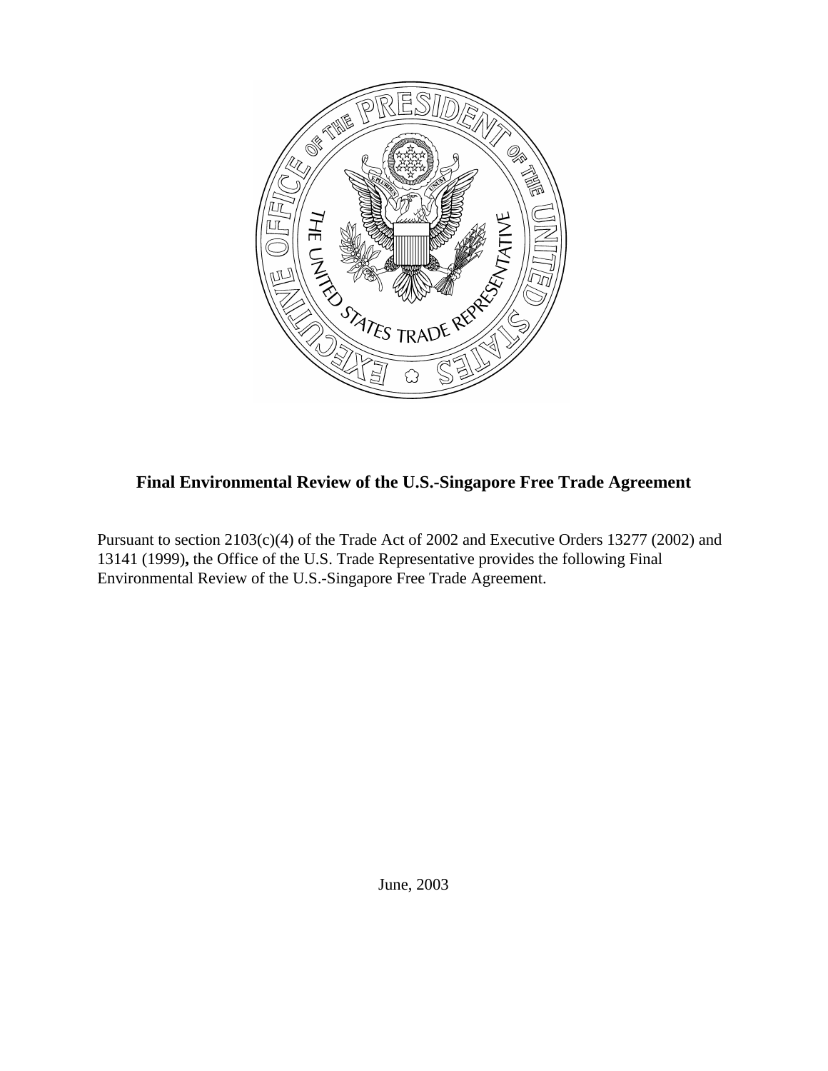# Final Environmental Review of the U.S.-Singapore Free Trade Agreement

Pursuant to section 2103(c)(4) of the Trade Act of 2002 and Executive Orders 13277 (2002) and 13141 (1999), the Office of the U.S. Trade Representative provides the following Final Environmental Review of the U.S.-Singapore Free Trade Agreement.

June, 2003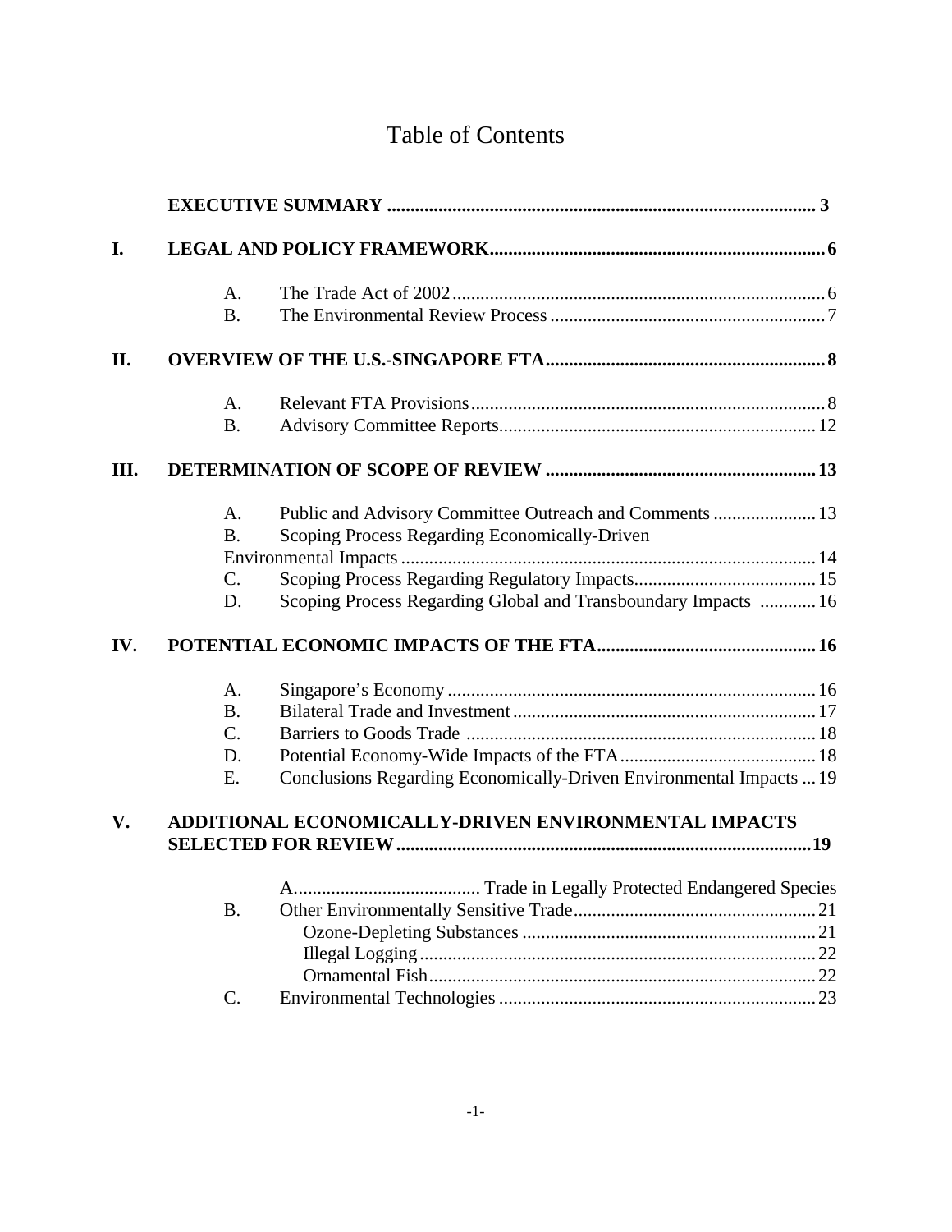# Table of Contents

| | | | |
|---|---|---|---|
| | **EXECUTIVE SUMMARY** | | **3** |
| **I.** | **LEGAL AND POLICY FRAMEWORK** | | **6** |
| | A. | The Trade Act of 2002 | 6 |
| | B. | The Environmental Review Process | 7 |
| **II.** | **OVERVIEW OF THE U.S.-SINGAPORE FTA** | | **8** |
| | A. | Relevant FTA Provisions | 8 |
| | B. | Advisory Committee Reports | 12 |
| **III.** | **DETERMINATION OF SCOPE OF REVIEW** | | **13** |
| | A. | Public and Advisory Committee Outreach and Comments | 13 |
| | B. | Scoping Process Regarding Economically-Driven Environmental Impacts | 14 |
| | C. | Scoping Process Regarding Regulatory Impacts | 15 |
| | D. | Scoping Process Regarding Global and Transboundary Impacts | 16 |
| **IV.** | **POTENTIAL ECONOMIC IMPACTS OF THE FTA** | | **16** |
| | A. | Singapore's Economy | 16 |
| | B. | Bilateral Trade and Investment | 17 |
| | C. | Barriers to Goods Trade | 18 |
| | D. | Potential Economy-Wide Impacts of the FTA | 18 |
| | E. | Conclusions Regarding Economically-Driven Environmental Impacts | 19 |
| **V.** | **ADDITIONAL ECONOMICALLY-DRIVEN ENVIRONMENTAL IMPACTS SELECTED FOR REVIEW** | | **19** |
| | | A. Trade in Legally Protected Endangered Species | |
| | B. | Other Environmentally Sensitive Trade | 21 |
| | | Ozone-Depleting Substances | 21 |
| | | Illegal Logging | 22 |
| | | Ornamental Fish | 22 |
| | C. | Environmental Technologies | 23 |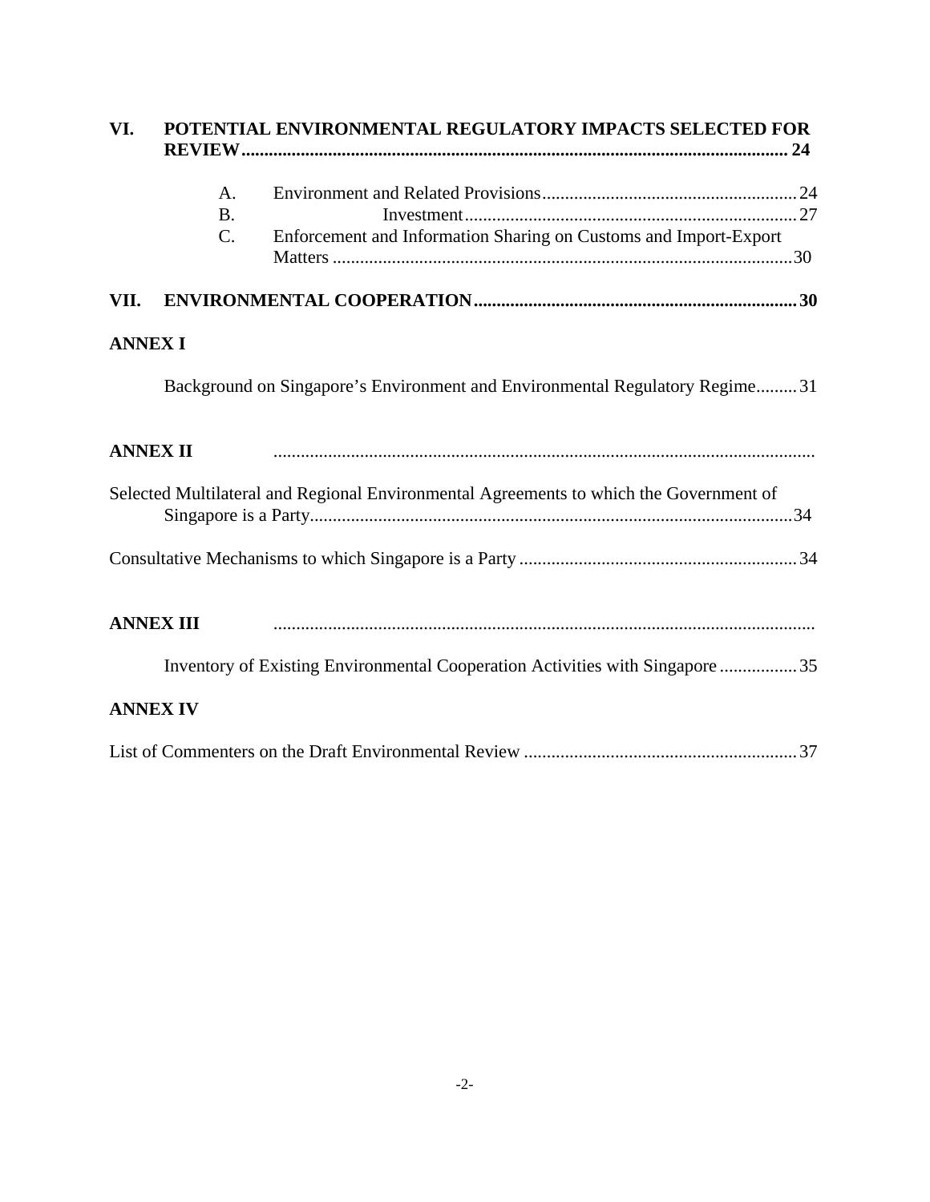**VI. POTENTIAL ENVIRONMENTAL REGULATORY IMPACTS SELECTED FOR REVIEW........................................................................................................................ 24**

A. Environment and Related Provisions........................................................ 24

B. Investment........................................................................ 27

C. Enforcement and Information Sharing on Customs and Import-Export Matters ...................................................................................................... 30

**VII. ENVIRONMENTAL COOPERATION...................................................................... 30**

**ANNEX I**

Background on Singapore's Environment and Environmental Regulatory Regime......... 31

**ANNEX II** .......................................................................................................................

Selected Multilateral and Regional Environmental Agreements to which the Government of Singapore is a Party.......................................................................................................... 34

Consultative Mechanisms to which Singapore is a Party ............................................................ 34

**ANNEX III** .......................................................................................................................

Inventory of Existing Environmental Cooperation Activities with Singapore ................. 35

**ANNEX IV**

List of Commenters on the Draft Environmental Review ........................................................... 37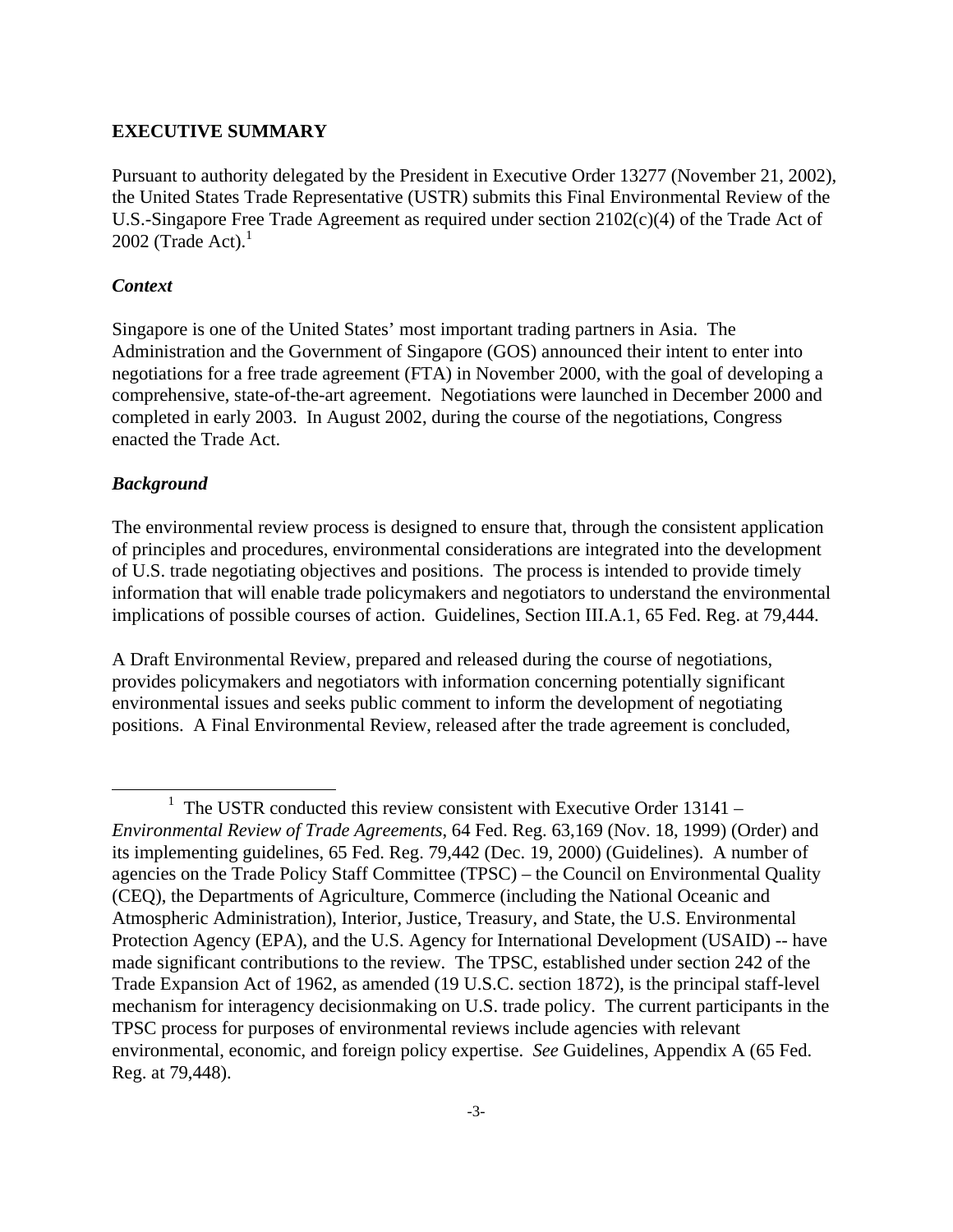## EXECUTIVE SUMMARY

Pursuant to authority delegated by the President in Executive Order 13277 (November 21, 2002), the United States Trade Representative (USTR) submits this Final Environmental Review of the U.S.-Singapore Free Trade Agreement as required under section 2102(c)(4) of the Trade Act of 2002 (Trade Act).[1]

### *Context*

Singapore is one of the United States' most important trading partners in Asia. The Administration and the Government of Singapore (GOS) announced their intent to enter into negotiations for a free trade agreement (FTA) in November 2000, with the goal of developing a comprehensive, state-of-the-art agreement. Negotiations were launched in December 2000 and completed in early 2003. In August 2002, during the course of the negotiations, Congress enacted the Trade Act.

### *Background*

The environmental review process is designed to ensure that, through the consistent application of principles and procedures, environmental considerations are integrated into the development of U.S. trade negotiating objectives and positions. The process is intended to provide timely information that will enable trade policymakers and negotiators to understand the environmental implications of possible courses of action. Guidelines, Section III.A.1, 65 Fed. Reg. at 79,444.

A Draft Environmental Review, prepared and released during the course of negotiations, provides policymakers and negotiators with information concerning potentially significant environmental issues and seeks public comment to inform the development of negotiating positions. A Final Environmental Review, released after the trade agreement is concluded,

---

[1] The USTR conducted this review consistent with Executive Order 13141 – *Environmental Review of Trade Agreements*, 64 Fed. Reg. 63,169 (Nov. 18, 1999) (Order) and its implementing guidelines, 65 Fed. Reg. 79,442 (Dec. 19, 2000) (Guidelines). A number of agencies on the Trade Policy Staff Committee (TPSC) – the Council on Environmental Quality (CEQ), the Departments of Agriculture, Commerce (including the National Oceanic and Atmospheric Administration), Interior, Justice, Treasury, and State, the U.S. Environmental Protection Agency (EPA), and the U.S. Agency for International Development (USAID) -- have made significant contributions to the review. The TPSC, established under section 242 of the Trade Expansion Act of 1962, as amended (19 U.S.C. section 1872), is the principal staff-level mechanism for interagency decisionmaking on U.S. trade policy. The current participants in the TPSC process for purposes of environmental reviews include agencies with relevant environmental, economic, and foreign policy expertise. *See* Guidelines, Appendix A (65 Fed. Reg. at 79,448).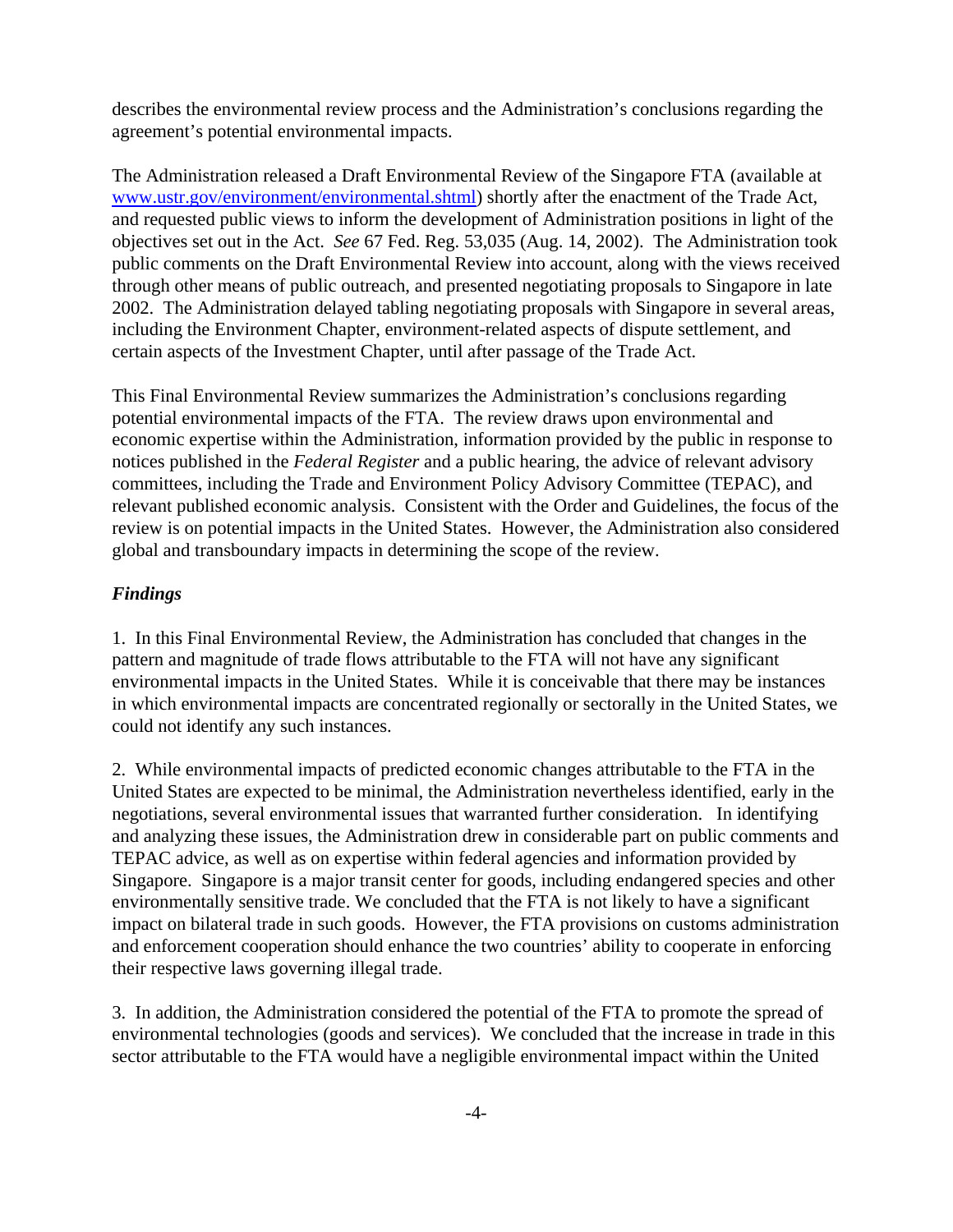describes the environmental review process and the Administration's conclusions regarding the agreement's potential environmental impacts.

The Administration released a Draft Environmental Review of the Singapore FTA (available at [www.ustr.gov/environment/environmental.shtml](www.ustr.gov/environment/environmental.shtml)) shortly after the enactment of the Trade Act, and requested public views to inform the development of Administration positions in light of the objectives set out in the Act. *See* 67 Fed. Reg. 53,035 (Aug. 14, 2002). The Administration took public comments on the Draft Environmental Review into account, along with the views received through other means of public outreach, and presented negotiating proposals to Singapore in late 2002. The Administration delayed tabling negotiating proposals with Singapore in several areas, including the Environment Chapter, environment-related aspects of dispute settlement, and certain aspects of the Investment Chapter, until after passage of the Trade Act.

This Final Environmental Review summarizes the Administration's conclusions regarding potential environmental impacts of the FTA. The review draws upon environmental and economic expertise within the Administration, information provided by the public in response to notices published in the *Federal Register* and a public hearing, the advice of relevant advisory committees, including the Trade and Environment Policy Advisory Committee (TEPAC), and relevant published economic analysis. Consistent with the Order and Guidelines, the focus of the review is on potential impacts in the United States. However, the Administration also considered global and transboundary impacts in determining the scope of the review.

### *Findings*

1. In this Final Environmental Review, the Administration has concluded that changes in the pattern and magnitude of trade flows attributable to the FTA will not have any significant environmental impacts in the United States. While it is conceivable that there may be instances in which environmental impacts are concentrated regionally or sectorally in the United States, we could not identify any such instances.

2. While environmental impacts of predicted economic changes attributable to the FTA in the United States are expected to be minimal, the Administration nevertheless identified, early in the negotiations, several environmental issues that warranted further consideration. In identifying and analyzing these issues, the Administration drew in considerable part on public comments and TEPAC advice, as well as on expertise within federal agencies and information provided by Singapore. Singapore is a major transit center for goods, including endangered species and other environmentally sensitive trade. We concluded that the FTA is not likely to have a significant impact on bilateral trade in such goods. However, the FTA provisions on customs administration and enforcement cooperation should enhance the two countries' ability to cooperate in enforcing their respective laws governing illegal trade.

3. In addition, the Administration considered the potential of the FTA to promote the spread of environmental technologies (goods and services). We concluded that the increase in trade in this sector attributable to the FTA would have a negligible environmental impact within the United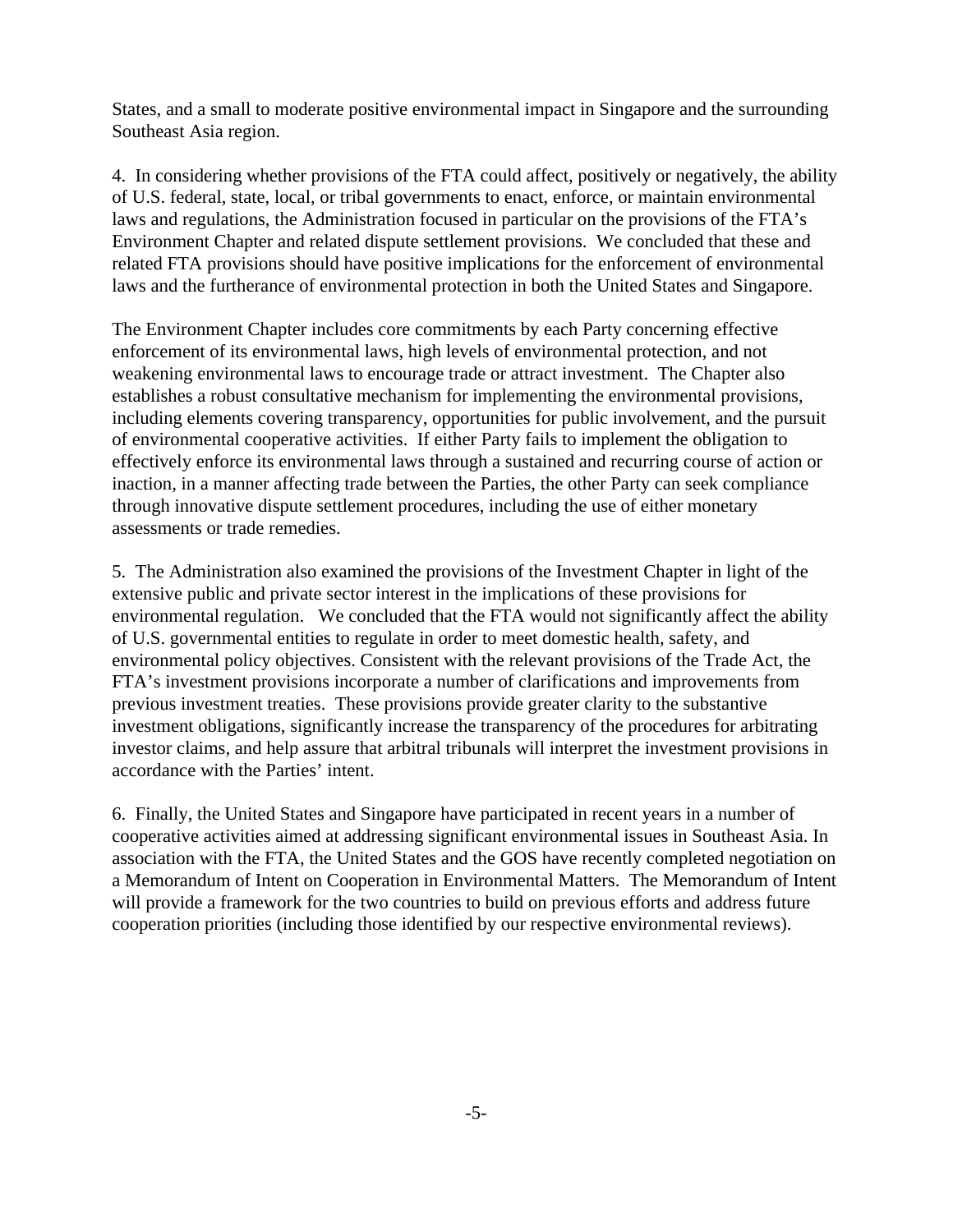States, and a small to moderate positive environmental impact in Singapore and the surrounding Southeast Asia region.

4. In considering whether provisions of the FTA could affect, positively or negatively, the ability of U.S. federal, state, local, or tribal governments to enact, enforce, or maintain environmental laws and regulations, the Administration focused in particular on the provisions of the FTA's Environment Chapter and related dispute settlement provisions. We concluded that these and related FTA provisions should have positive implications for the enforcement of environmental laws and the furtherance of environmental protection in both the United States and Singapore.

The Environment Chapter includes core commitments by each Party concerning effective enforcement of its environmental laws, high levels of environmental protection, and not weakening environmental laws to encourage trade or attract investment. The Chapter also establishes a robust consultative mechanism for implementing the environmental provisions, including elements covering transparency, opportunities for public involvement, and the pursuit of environmental cooperative activities. If either Party fails to implement the obligation to effectively enforce its environmental laws through a sustained and recurring course of action or inaction, in a manner affecting trade between the Parties, the other Party can seek compliance through innovative dispute settlement procedures, including the use of either monetary assessments or trade remedies.

5. The Administration also examined the provisions of the Investment Chapter in light of the extensive public and private sector interest in the implications of these provisions for environmental regulation. We concluded that the FTA would not significantly affect the ability of U.S. governmental entities to regulate in order to meet domestic health, safety, and environmental policy objectives. Consistent with the relevant provisions of the Trade Act, the FTA's investment provisions incorporate a number of clarifications and improvements from previous investment treaties. These provisions provide greater clarity to the substantive investment obligations, significantly increase the transparency of the procedures for arbitrating investor claims, and help assure that arbitral tribunals will interpret the investment provisions in accordance with the Parties' intent.

6. Finally, the United States and Singapore have participated in recent years in a number of cooperative activities aimed at addressing significant environmental issues in Southeast Asia. In association with the FTA, the United States and the GOS have recently completed negotiation on a Memorandum of Intent on Cooperation in Environmental Matters. The Memorandum of Intent will provide a framework for the two countries to build on previous efforts and address future cooperation priorities (including those identified by our respective environmental reviews).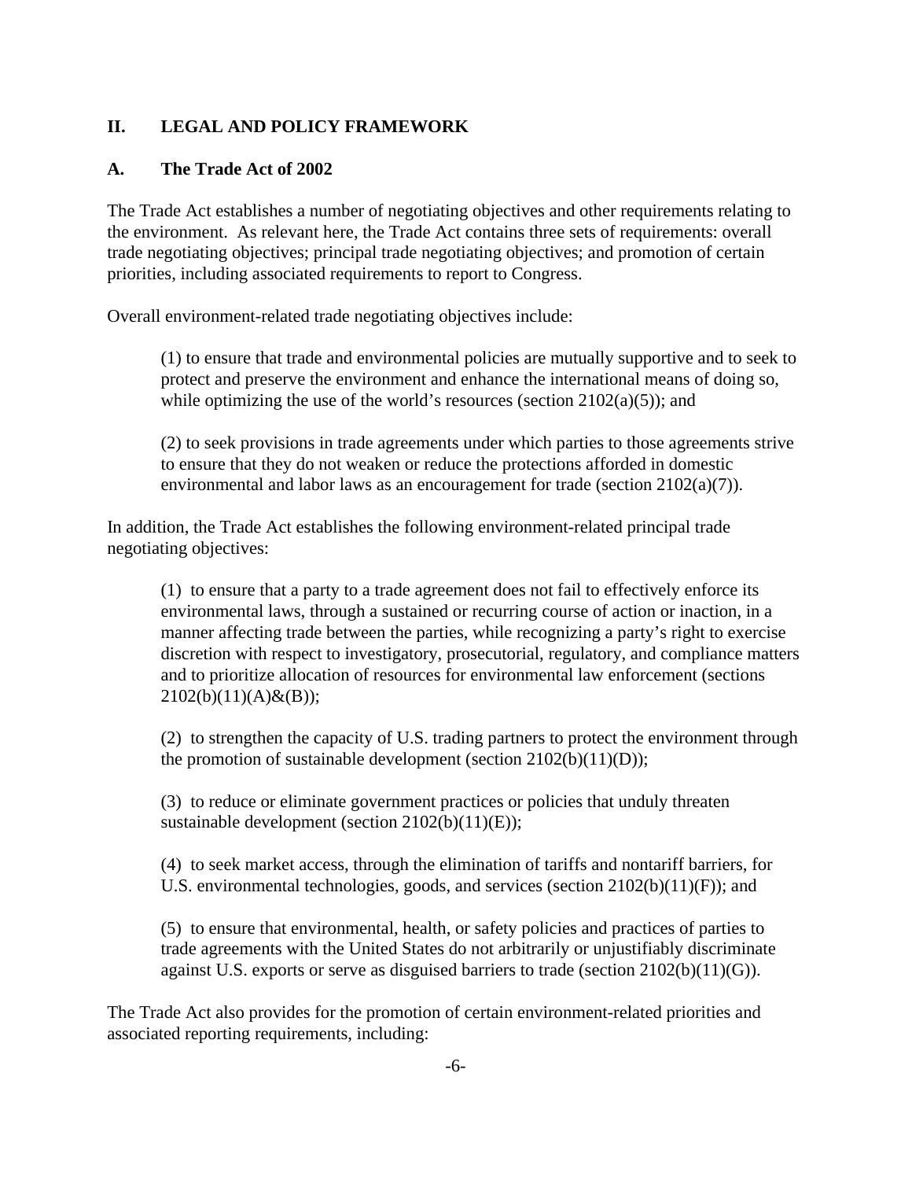## II. LEGAL AND POLICY FRAMEWORK

### A. The Trade Act of 2002

The Trade Act establishes a number of negotiating objectives and other requirements relating to the environment. As relevant here, the Trade Act contains three sets of requirements: overall trade negotiating objectives; principal trade negotiating objectives; and promotion of certain priorities, including associated requirements to report to Congress.

Overall environment-related trade negotiating objectives include:

> (1) to ensure that trade and environmental policies are mutually supportive and to seek to protect and preserve the environment and enhance the international means of doing so, while optimizing the use of the world's resources (section 2102(a)(5)); and
>
> (2) to seek provisions in trade agreements under which parties to those agreements strive to ensure that they do not weaken or reduce the protections afforded in domestic environmental and labor laws as an encouragement for trade (section 2102(a)(7)).

In addition, the Trade Act establishes the following environment-related principal trade negotiating objectives:

> (1) to ensure that a party to a trade agreement does not fail to effectively enforce its environmental laws, through a sustained or recurring course of action or inaction, in a manner affecting trade between the parties, while recognizing a party's right to exercise discretion with respect to investigatory, prosecutorial, regulatory, and compliance matters and to prioritize allocation of resources for environmental law enforcement (sections 2102(b)(11)(A)&(B));
>
> (2) to strengthen the capacity of U.S. trading partners to protect the environment through the promotion of sustainable development (section 2102(b)(11)(D));
>
> (3) to reduce or eliminate government practices or policies that unduly threaten sustainable development (section 2102(b)(11)(E));
>
> (4) to seek market access, through the elimination of tariffs and nontariff barriers, for U.S. environmental technologies, goods, and services (section 2102(b)(11)(F)); and
>
> (5) to ensure that environmental, health, or safety policies and practices of parties to trade agreements with the United States do not arbitrarily or unjustifiably discriminate against U.S. exports or serve as disguised barriers to trade (section 2102(b)(11)(G)).

The Trade Act also provides for the promotion of certain environment-related priorities and associated reporting requirements, including: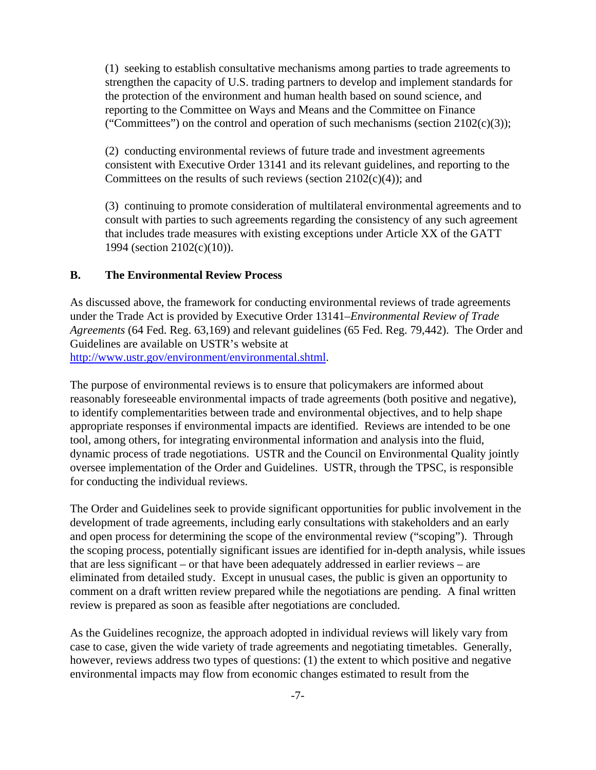(1) seeking to establish consultative mechanisms among parties to trade agreements to strengthen the capacity of U.S. trading partners to develop and implement standards for the protection of the environment and human health based on sound science, and reporting to the Committee on Ways and Means and the Committee on Finance ("Committees") on the control and operation of such mechanisms (section 2102(c)(3));

(2) conducting environmental reviews of future trade and investment agreements consistent with Executive Order 13141 and its relevant guidelines, and reporting to the Committees on the results of such reviews (section 2102(c)(4)); and

(3) continuing to promote consideration of multilateral environmental agreements and to consult with parties to such agreements regarding the consistency of any such agreement that includes trade measures with existing exceptions under Article XX of the GATT 1994 (section 2102(c)(10)).

## B. The Environmental Review Process

As discussed above, the framework for conducting environmental reviews of trade agreements under the Trade Act is provided by Executive Order 13141–*Environmental Review of Trade Agreements* (64 Fed. Reg. 63,169) and relevant guidelines (65 Fed. Reg. 79,442). The Order and Guidelines are available on USTR's website at [http://www.ustr.gov/environment/environmental.shtml](http://www.ustr.gov/environment/environmental.shtml).

The purpose of environmental reviews is to ensure that policymakers are informed about reasonably foreseeable environmental impacts of trade agreements (both positive and negative), to identify complementarities between trade and environmental objectives, and to help shape appropriate responses if environmental impacts are identified. Reviews are intended to be one tool, among others, for integrating environmental information and analysis into the fluid, dynamic process of trade negotiations. USTR and the Council on Environmental Quality jointly oversee implementation of the Order and Guidelines. USTR, through the TPSC, is responsible for conducting the individual reviews.

The Order and Guidelines seek to provide significant opportunities for public involvement in the development of trade agreements, including early consultations with stakeholders and an early and open process for determining the scope of the environmental review ("scoping"). Through the scoping process, potentially significant issues are identified for in-depth analysis, while issues that are less significant – or that have been adequately addressed in earlier reviews – are eliminated from detailed study. Except in unusual cases, the public is given an opportunity to comment on a draft written review prepared while the negotiations are pending. A final written review is prepared as soon as feasible after negotiations are concluded.

As the Guidelines recognize, the approach adopted in individual reviews will likely vary from case to case, given the wide variety of trade agreements and negotiating timetables. Generally, however, reviews address two types of questions: (1) the extent to which positive and negative environmental impacts may flow from economic changes estimated to result from the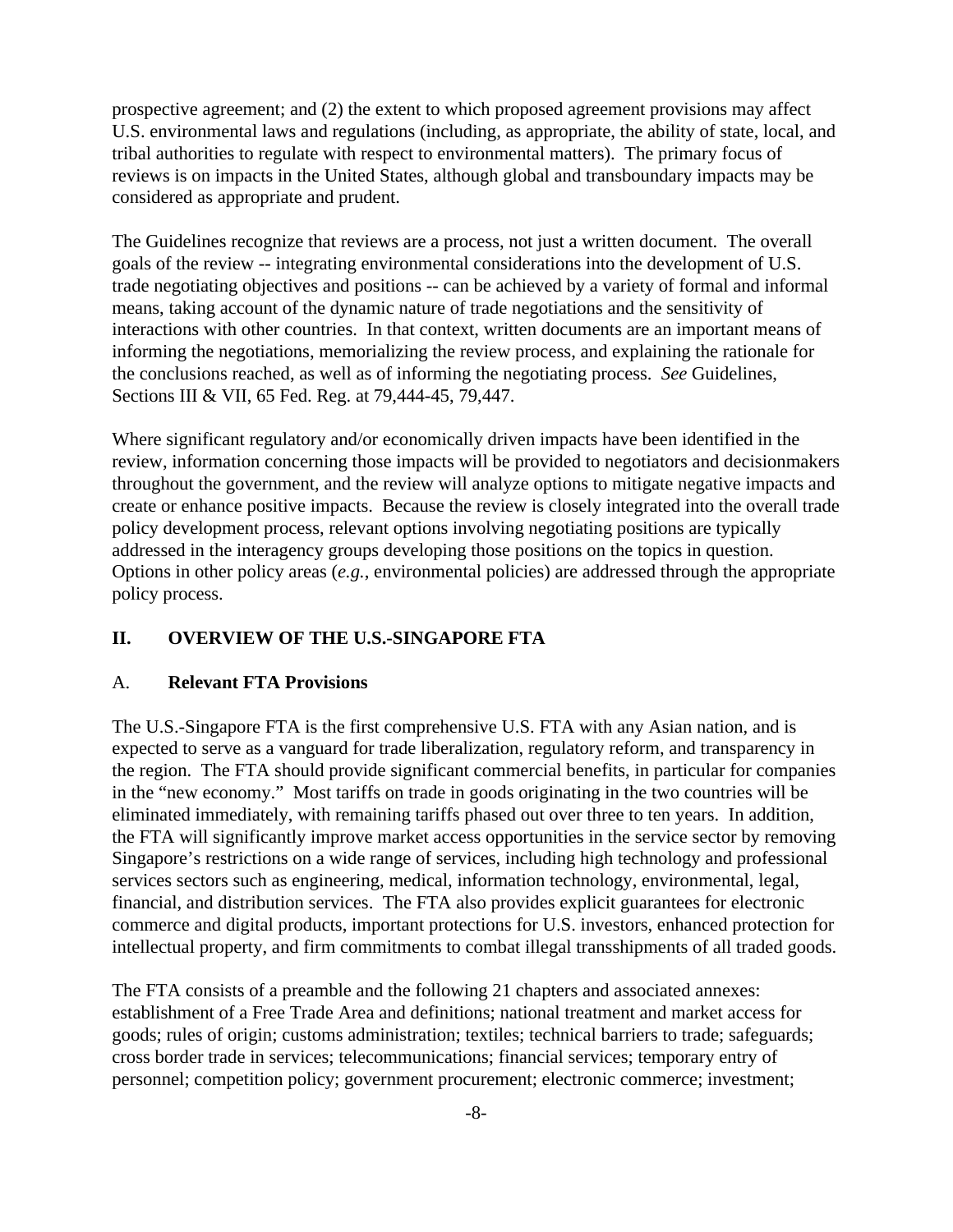prospective agreement; and (2) the extent to which proposed agreement provisions may affect U.S. environmental laws and regulations (including, as appropriate, the ability of state, local, and tribal authorities to regulate with respect to environmental matters). The primary focus of reviews is on impacts in the United States, although global and transboundary impacts may be considered as appropriate and prudent.

The Guidelines recognize that reviews are a process, not just a written document. The overall goals of the review -- integrating environmental considerations into the development of U.S. trade negotiating objectives and positions -- can be achieved by a variety of formal and informal means, taking account of the dynamic nature of trade negotiations and the sensitivity of interactions with other countries. In that context, written documents are an important means of informing the negotiations, memorializing the review process, and explaining the rationale for the conclusions reached, as well as of informing the negotiating process. *See* Guidelines, Sections III & VII, 65 Fed. Reg. at 79,444-45, 79,447.

Where significant regulatory and/or economically driven impacts have been identified in the review, information concerning those impacts will be provided to negotiators and decisionmakers throughout the government, and the review will analyze options to mitigate negative impacts and create or enhance positive impacts. Because the review is closely integrated into the overall trade policy development process, relevant options involving negotiating positions are typically addressed in the interagency groups developing those positions on the topics in question. Options in other policy areas (*e.g.*, environmental policies) are addressed through the appropriate policy process.

## II. OVERVIEW OF THE U.S.-SINGAPORE FTA

### A. Relevant FTA Provisions

The U.S.-Singapore FTA is the first comprehensive U.S. FTA with any Asian nation, and is expected to serve as a vanguard for trade liberalization, regulatory reform, and transparency in the region. The FTA should provide significant commercial benefits, in particular for companies in the "new economy." Most tariffs on trade in goods originating in the two countries will be eliminated immediately, with remaining tariffs phased out over three to ten years. In addition, the FTA will significantly improve market access opportunities in the service sector by removing Singapore's restrictions on a wide range of services, including high technology and professional services sectors such as engineering, medical, information technology, environmental, legal, financial, and distribution services. The FTA also provides explicit guarantees for electronic commerce and digital products, important protections for U.S. investors, enhanced protection for intellectual property, and firm commitments to combat illegal transshipments of all traded goods.

The FTA consists of a preamble and the following 21 chapters and associated annexes: establishment of a Free Trade Area and definitions; national treatment and market access for goods; rules of origin; customs administration; textiles; technical barriers to trade; safeguards; cross border trade in services; telecommunications; financial services; temporary entry of personnel; competition policy; government procurement; electronic commerce; investment;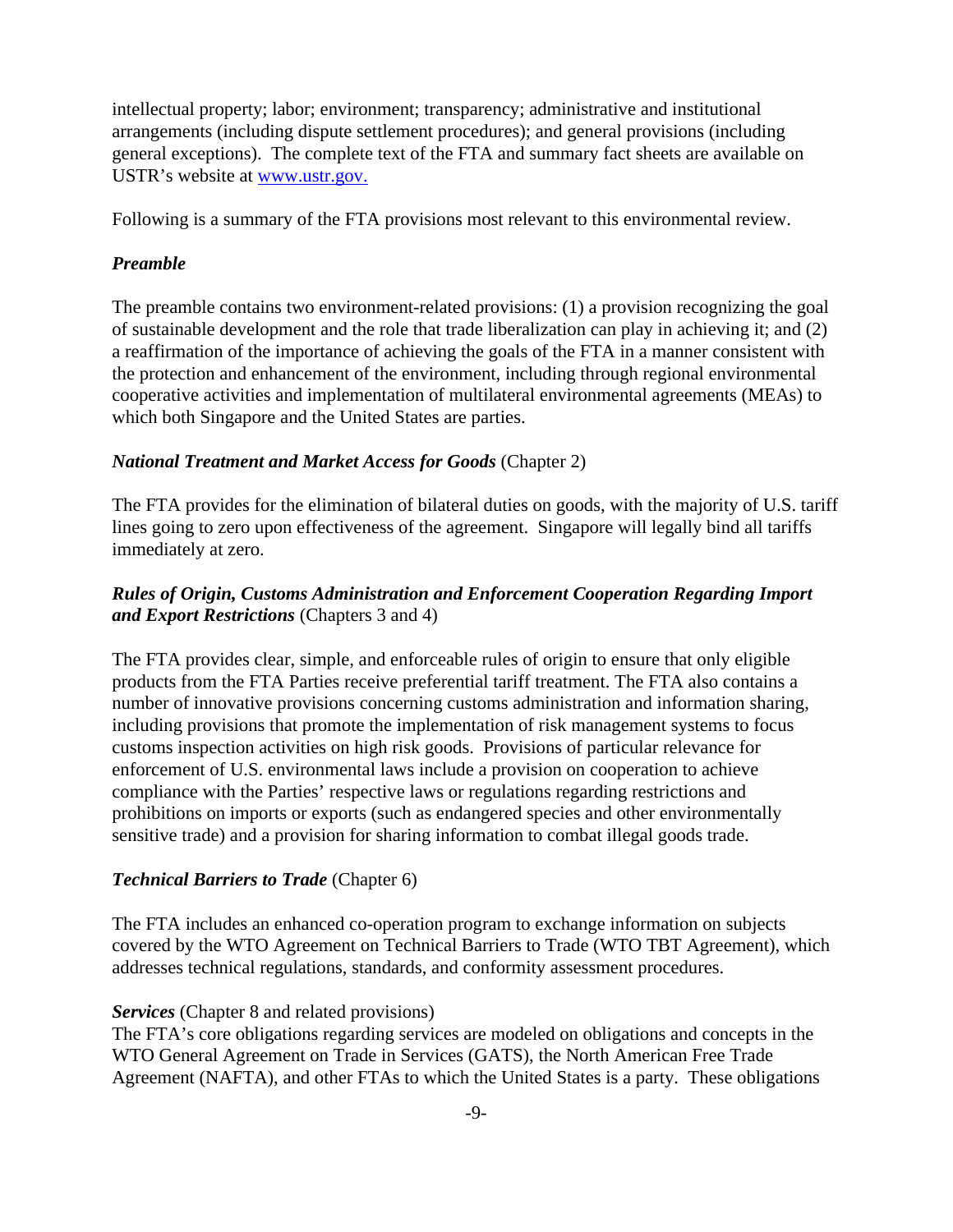intellectual property; labor; environment; transparency; administrative and institutional arrangements (including dispute settlement procedures); and general provisions (including general exceptions). The complete text of the FTA and summary fact sheets are available on USTR's website at [www.ustr.gov.](www.ustr.gov)

Following is a summary of the FTA provisions most relevant to this environmental review.

***Preamble***

The preamble contains two environment-related provisions: (1) a provision recognizing the goal of sustainable development and the role that trade liberalization can play in achieving it; and (2) a reaffirmation of the importance of achieving the goals of the FTA in a manner consistent with the protection and enhancement of the environment, including through regional environmental cooperative activities and implementation of multilateral environmental agreements (MEAs) to which both Singapore and the United States are parties.

***National Treatment and Market Access for Goods*** (Chapter 2)

The FTA provides for the elimination of bilateral duties on goods, with the majority of U.S. tariff lines going to zero upon effectiveness of the agreement. Singapore will legally bind all tariffs immediately at zero.

***Rules of Origin, Customs Administration and Enforcement Cooperation Regarding Import and Export Restrictions*** (Chapters 3 and 4)

The FTA provides clear, simple, and enforceable rules of origin to ensure that only eligible products from the FTA Parties receive preferential tariff treatment. The FTA also contains a number of innovative provisions concerning customs administration and information sharing, including provisions that promote the implementation of risk management systems to focus customs inspection activities on high risk goods. Provisions of particular relevance for enforcement of U.S. environmental laws include a provision on cooperation to achieve compliance with the Parties' respective laws or regulations regarding restrictions and prohibitions on imports or exports (such as endangered species and other environmentally sensitive trade) and a provision for sharing information to combat illegal goods trade.

***Technical Barriers to Trade*** (Chapter 6)

The FTA includes an enhanced co-operation program to exchange information on subjects covered by the WTO Agreement on Technical Barriers to Trade (WTO TBT Agreement), which addresses technical regulations, standards, and conformity assessment procedures.

***Services*** (Chapter 8 and related provisions)
The FTA's core obligations regarding services are modeled on obligations and concepts in the WTO General Agreement on Trade in Services (GATS), the North American Free Trade Agreement (NAFTA), and other FTAs to which the United States is a party. These obligations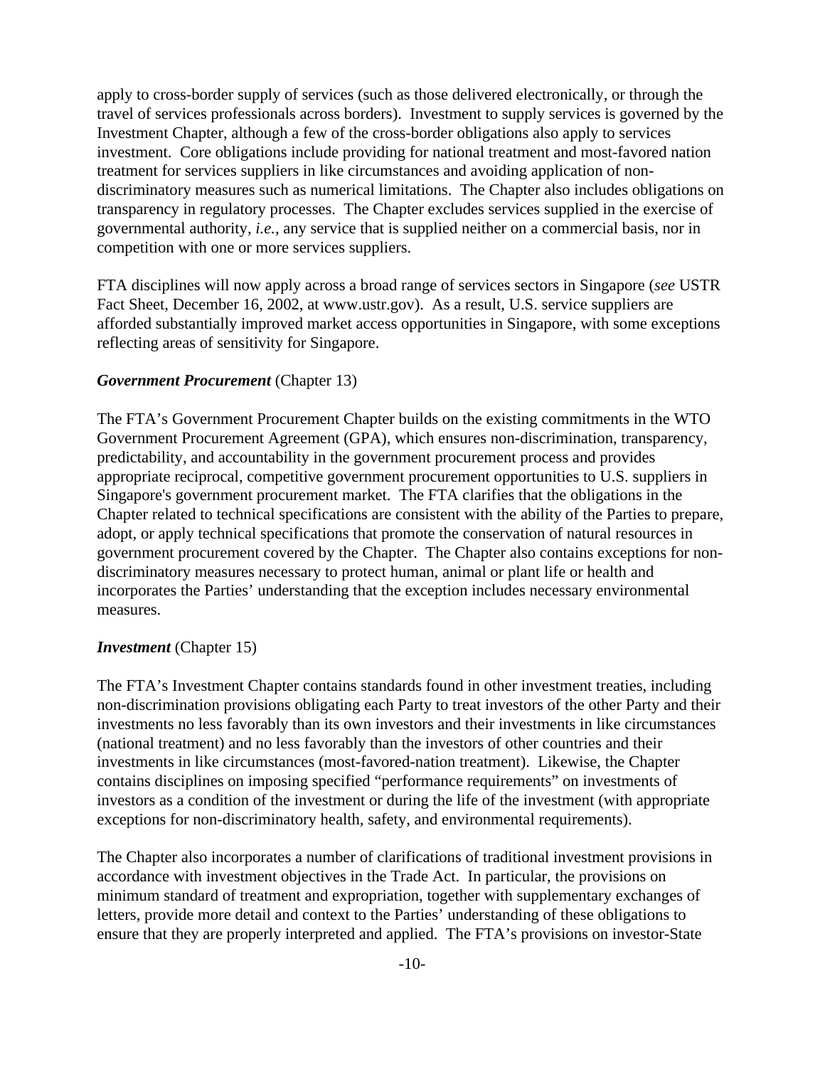apply to cross-border supply of services (such as those delivered electronically, or through the travel of services professionals across borders). Investment to supply services is governed by the Investment Chapter, although a few of the cross-border obligations also apply to services investment. Core obligations include providing for national treatment and most-favored nation treatment for services suppliers in like circumstances and avoiding application of non-discriminatory measures such as numerical limitations. The Chapter also includes obligations on transparency in regulatory processes. The Chapter excludes services supplied in the exercise of governmental authority, *i.e.*, any service that is supplied neither on a commercial basis, nor in competition with one or more services suppliers.

FTA disciplines will now apply across a broad range of services sectors in Singapore (*see* USTR Fact Sheet, December 16, 2002, at www.ustr.gov). As a result, U.S. service suppliers are afforded substantially improved market access opportunities in Singapore, with some exceptions reflecting areas of sensitivity for Singapore.

***Government Procurement*** (Chapter 13)

The FTA's Government Procurement Chapter builds on the existing commitments in the WTO Government Procurement Agreement (GPA), which ensures non-discrimination, transparency, predictability, and accountability in the government procurement process and provides appropriate reciprocal, competitive government procurement opportunities to U.S. suppliers in Singapore's government procurement market. The FTA clarifies that the obligations in the Chapter related to technical specifications are consistent with the ability of the Parties to prepare, adopt, or apply technical specifications that promote the conservation of natural resources in government procurement covered by the Chapter. The Chapter also contains exceptions for non-discriminatory measures necessary to protect human, animal or plant life or health and incorporates the Parties' understanding that the exception includes necessary environmental measures.

***Investment*** (Chapter 15)

The FTA's Investment Chapter contains standards found in other investment treaties, including non-discrimination provisions obligating each Party to treat investors of the other Party and their investments no less favorably than its own investors and their investments in like circumstances (national treatment) and no less favorably than the investors of other countries and their investments in like circumstances (most-favored-nation treatment). Likewise, the Chapter contains disciplines on imposing specified "performance requirements" on investments of investors as a condition of the investment or during the life of the investment (with appropriate exceptions for non-discriminatory health, safety, and environmental requirements).

The Chapter also incorporates a number of clarifications of traditional investment provisions in accordance with investment objectives in the Trade Act. In particular, the provisions on minimum standard of treatment and expropriation, together with supplementary exchanges of letters, provide more detail and context to the Parties' understanding of these obligations to ensure that they are properly interpreted and applied. The FTA's provisions on investor-State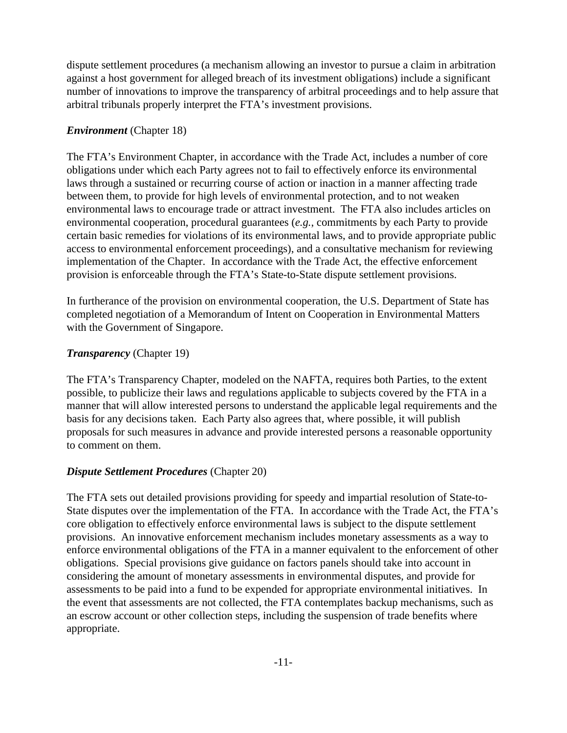dispute settlement procedures (a mechanism allowing an investor to pursue a claim in arbitration against a host government for alleged breach of its investment obligations) include a significant number of innovations to improve the transparency of arbitral proceedings and to help assure that arbitral tribunals properly interpret the FTA's investment provisions.

***Environment*** (Chapter 18)

The FTA's Environment Chapter, in accordance with the Trade Act, includes a number of core obligations under which each Party agrees not to fail to effectively enforce its environmental laws through a sustained or recurring course of action or inaction in a manner affecting trade between them, to provide for high levels of environmental protection, and to not weaken environmental laws to encourage trade or attract investment. The FTA also includes articles on environmental cooperation, procedural guarantees (*e.g.*, commitments by each Party to provide certain basic remedies for violations of its environmental laws, and to provide appropriate public access to environmental enforcement proceedings), and a consultative mechanism for reviewing implementation of the Chapter. In accordance with the Trade Act, the effective enforcement provision is enforceable through the FTA's State-to-State dispute settlement provisions.

In furtherance of the provision on environmental cooperation, the U.S. Department of State has completed negotiation of a Memorandum of Intent on Cooperation in Environmental Matters with the Government of Singapore.

***Transparency*** (Chapter 19)

The FTA's Transparency Chapter, modeled on the NAFTA, requires both Parties, to the extent possible, to publicize their laws and regulations applicable to subjects covered by the FTA in a manner that will allow interested persons to understand the applicable legal requirements and the basis for any decisions taken. Each Party also agrees that, where possible, it will publish proposals for such measures in advance and provide interested persons a reasonable opportunity to comment on them.

***Dispute Settlement Procedures*** (Chapter 20)

The FTA sets out detailed provisions providing for speedy and impartial resolution of State-to-State disputes over the implementation of the FTA. In accordance with the Trade Act, the FTA's core obligation to effectively enforce environmental laws is subject to the dispute settlement provisions. An innovative enforcement mechanism includes monetary assessments as a way to enforce environmental obligations of the FTA in a manner equivalent to the enforcement of other obligations. Special provisions give guidance on factors panels should take into account in considering the amount of monetary assessments in environmental disputes, and provide for assessments to be paid into a fund to be expended for appropriate environmental initiatives. In the event that assessments are not collected, the FTA contemplates backup mechanisms, such as an escrow account or other collection steps, including the suspension of trade benefits where appropriate.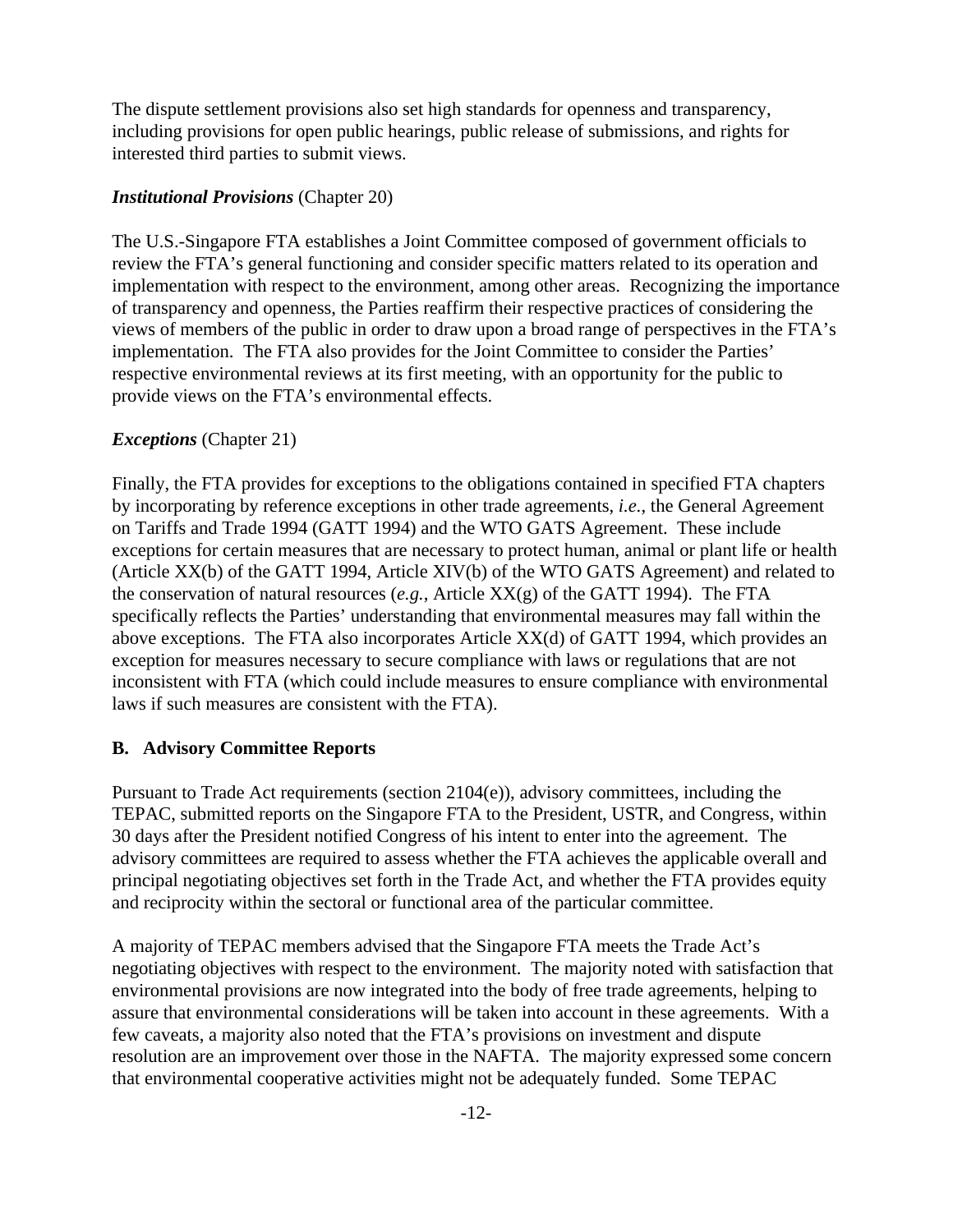The dispute settlement provisions also set high standards for openness and transparency, including provisions for open public hearings, public release of submissions, and rights for interested third parties to submit views.

***Institutional Provisions*** (Chapter 20)

The U.S.-Singapore FTA establishes a Joint Committee composed of government officials to review the FTA's general functioning and consider specific matters related to its operation and implementation with respect to the environment, among other areas. Recognizing the importance of transparency and openness, the Parties reaffirm their respective practices of considering the views of members of the public in order to draw upon a broad range of perspectives in the FTA's implementation. The FTA also provides for the Joint Committee to consider the Parties' respective environmental reviews at its first meeting, with an opportunity for the public to provide views on the FTA's environmental effects.

***Exceptions*** (Chapter 21)

Finally, the FTA provides for exceptions to the obligations contained in specified FTA chapters by incorporating by reference exceptions in other trade agreements, *i.e.*, the General Agreement on Tariffs and Trade 1994 (GATT 1994) and the WTO GATS Agreement. These include exceptions for certain measures that are necessary to protect human, animal or plant life or health (Article XX(b) of the GATT 1994, Article XIV(b) of the WTO GATS Agreement) and related to the conservation of natural resources (*e.g.*, Article XX(g) of the GATT 1994). The FTA specifically reflects the Parties' understanding that environmental measures may fall within the above exceptions. The FTA also incorporates Article XX(d) of GATT 1994, which provides an exception for measures necessary to secure compliance with laws or regulations that are not inconsistent with FTA (which could include measures to ensure compliance with environmental laws if such measures are consistent with the FTA).

**B. Advisory Committee Reports**

Pursuant to Trade Act requirements (section 2104(e)), advisory committees, including the TEPAC, submitted reports on the Singapore FTA to the President, USTR, and Congress, within 30 days after the President notified Congress of his intent to enter into the agreement. The advisory committees are required to assess whether the FTA achieves the applicable overall and principal negotiating objectives set forth in the Trade Act, and whether the FTA provides equity and reciprocity within the sectoral or functional area of the particular committee.

A majority of TEPAC members advised that the Singapore FTA meets the Trade Act's negotiating objectives with respect to the environment. The majority noted with satisfaction that environmental provisions are now integrated into the body of free trade agreements, helping to assure that environmental considerations will be taken into account in these agreements. With a few caveats, a majority also noted that the FTA's provisions on investment and dispute resolution are an improvement over those in the NAFTA. The majority expressed some concern that environmental cooperative activities might not be adequately funded. Some TEPAC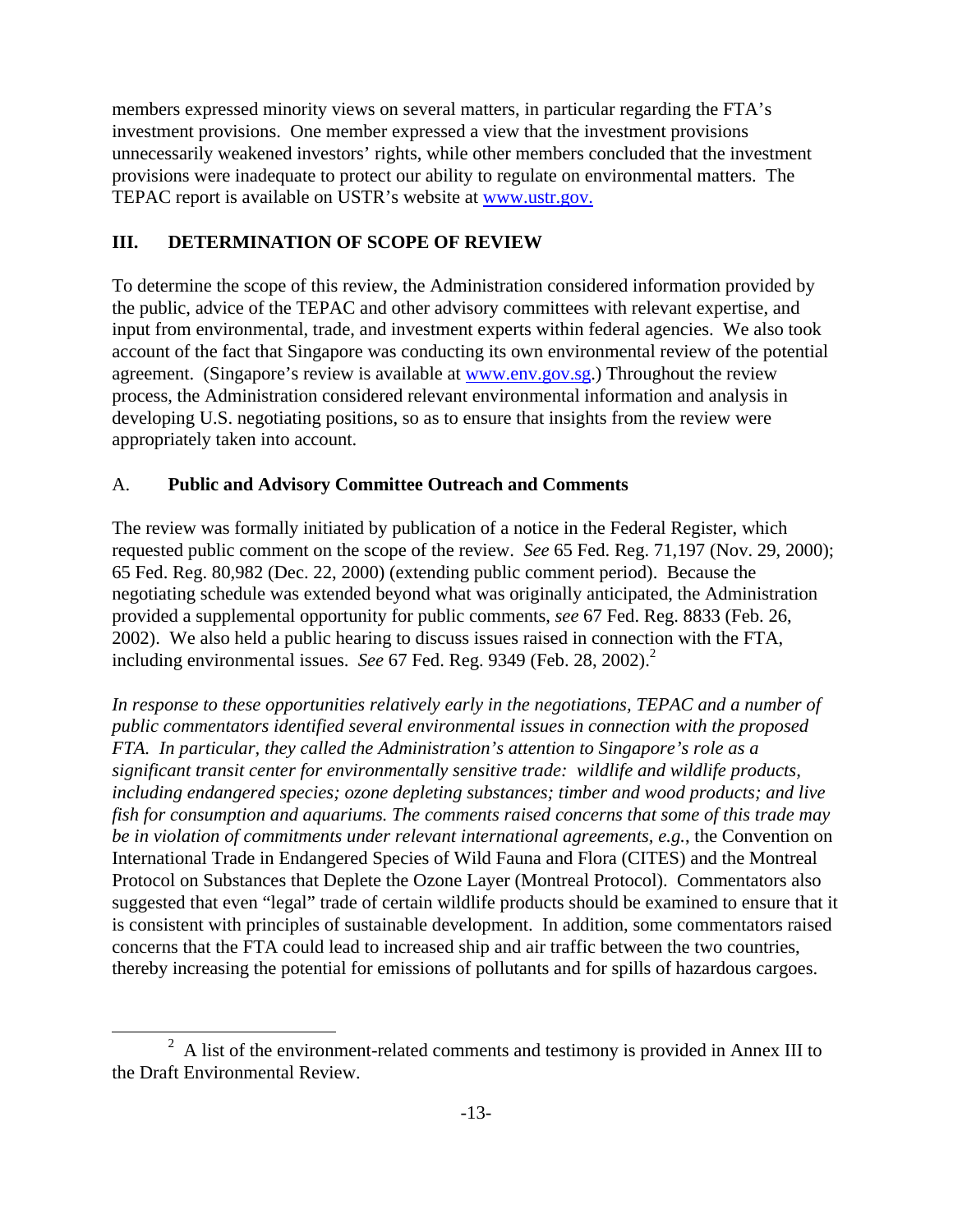members expressed minority views on several matters, in particular regarding the FTA's investment provisions. One member expressed a view that the investment provisions unnecessarily weakened investors' rights, while other members concluded that the investment provisions were inadequate to protect our ability to regulate on environmental matters. The TEPAC report is available on USTR's website at www.ustr.gov.

## III. DETERMINATION OF SCOPE OF REVIEW

To determine the scope of this review, the Administration considered information provided by the public, advice of the TEPAC and other advisory committees with relevant expertise, and input from environmental, trade, and investment experts within federal agencies. We also took account of the fact that Singapore was conducting its own environmental review of the potential agreement. (Singapore's review is available at www.env.gov.sg.) Throughout the review process, the Administration considered relevant environmental information and analysis in developing U.S. negotiating positions, so as to ensure that insights from the review were appropriately taken into account.

### A. Public and Advisory Committee Outreach and Comments

The review was formally initiated by publication of a notice in the Federal Register, which requested public comment on the scope of the review. *See* 65 Fed. Reg. 71,197 (Nov. 29, 2000); 65 Fed. Reg. 80,982 (Dec. 22, 2000) (extending public comment period). Because the negotiating schedule was extended beyond what was originally anticipated, the Administration provided a supplemental opportunity for public comments, *see* 67 Fed. Reg. 8833 (Feb. 26, 2002). We also held a public hearing to discuss issues raised in connection with the FTA, including environmental issues. *See* 67 Fed. Reg. 9349 (Feb. 28, 2002).[2]

*In response to these opportunities relatively early in the negotiations, TEPAC and a number of public commentators identified several environmental issues in connection with the proposed FTA. In particular, they called the Administration's attention to Singapore's role as a significant transit center for environmentally sensitive trade: wildlife and wildlife products, including endangered species; ozone depleting substances; timber and wood products; and live fish for consumption and aquariums. The comments raised concerns that some of this trade may be in violation of commitments under relevant international agreements, e.g.*, the Convention on International Trade in Endangered Species of Wild Fauna and Flora (CITES) and the Montreal Protocol on Substances that Deplete the Ozone Layer (Montreal Protocol). Commentators also suggested that even "legal" trade of certain wildlife products should be examined to ensure that it is consistent with principles of sustainable development. In addition, some commentators raised concerns that the FTA could lead to increased ship and air traffic between the two countries, thereby increasing the potential for emissions of pollutants and for spills of hazardous cargoes.

[2] A list of the environment-related comments and testimony is provided in Annex III to the Draft Environmental Review.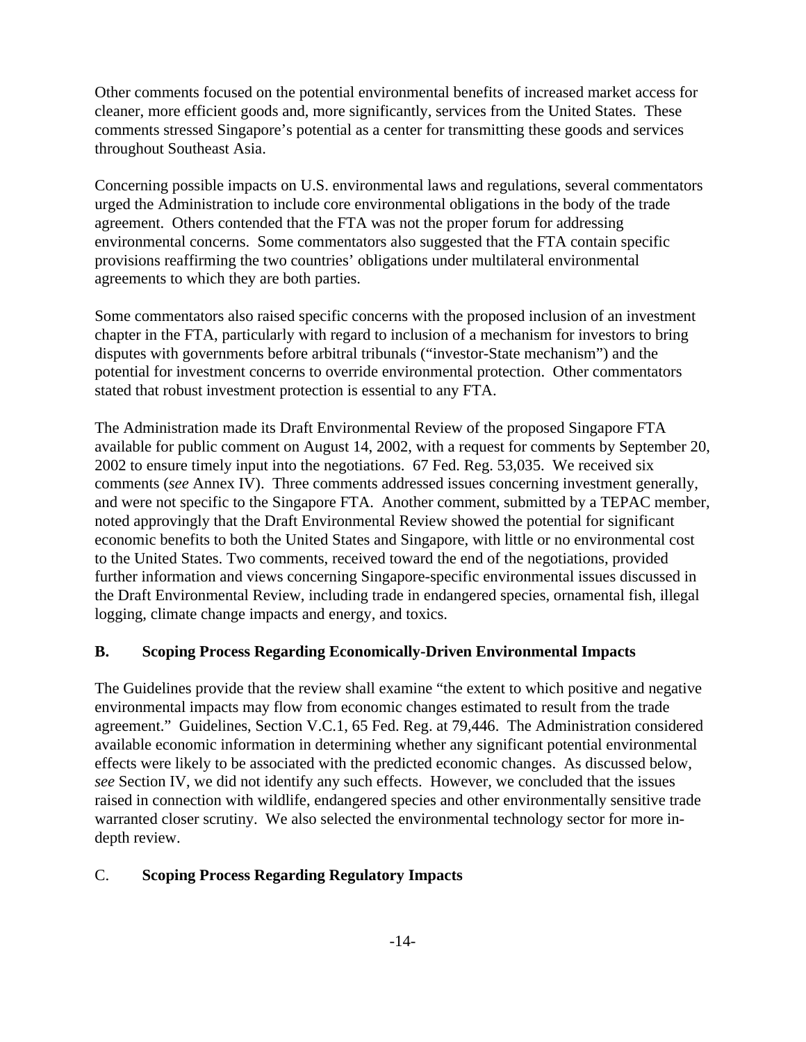Other comments focused on the potential environmental benefits of increased market access for cleaner, more efficient goods and, more significantly, services from the United States. These comments stressed Singapore's potential as a center for transmitting these goods and services throughout Southeast Asia.

Concerning possible impacts on U.S. environmental laws and regulations, several commentators urged the Administration to include core environmental obligations in the body of the trade agreement. Others contended that the FTA was not the proper forum for addressing environmental concerns. Some commentators also suggested that the FTA contain specific provisions reaffirming the two countries' obligations under multilateral environmental agreements to which they are both parties.

Some commentators also raised specific concerns with the proposed inclusion of an investment chapter in the FTA, particularly with regard to inclusion of a mechanism for investors to bring disputes with governments before arbitral tribunals ("investor-State mechanism") and the potential for investment concerns to override environmental protection. Other commentators stated that robust investment protection is essential to any FTA.

The Administration made its Draft Environmental Review of the proposed Singapore FTA available for public comment on August 14, 2002, with a request for comments by September 20, 2002 to ensure timely input into the negotiations. 67 Fed. Reg. 53,035. We received six comments (*see* Annex IV). Three comments addressed issues concerning investment generally, and were not specific to the Singapore FTA. Another comment, submitted by a TEPAC member, noted approvingly that the Draft Environmental Review showed the potential for significant economic benefits to both the United States and Singapore, with little or no environmental cost to the United States. Two comments, received toward the end of the negotiations, provided further information and views concerning Singapore-specific environmental issues discussed in the Draft Environmental Review, including trade in endangered species, ornamental fish, illegal logging, climate change impacts and energy, and toxics.

### B. Scoping Process Regarding Economically-Driven Environmental Impacts

The Guidelines provide that the review shall examine "the extent to which positive and negative environmental impacts may flow from economic changes estimated to result from the trade agreement." Guidelines, Section V.C.1, 65 Fed. Reg. at 79,446. The Administration considered available economic information in determining whether any significant potential environmental effects were likely to be associated with the predicted economic changes. As discussed below, *see* Section IV, we did not identify any such effects. However, we concluded that the issues raised in connection with wildlife, endangered species and other environmentally sensitive trade warranted closer scrutiny. We also selected the environmental technology sector for more in-depth review.

### C. Scoping Process Regarding Regulatory Impacts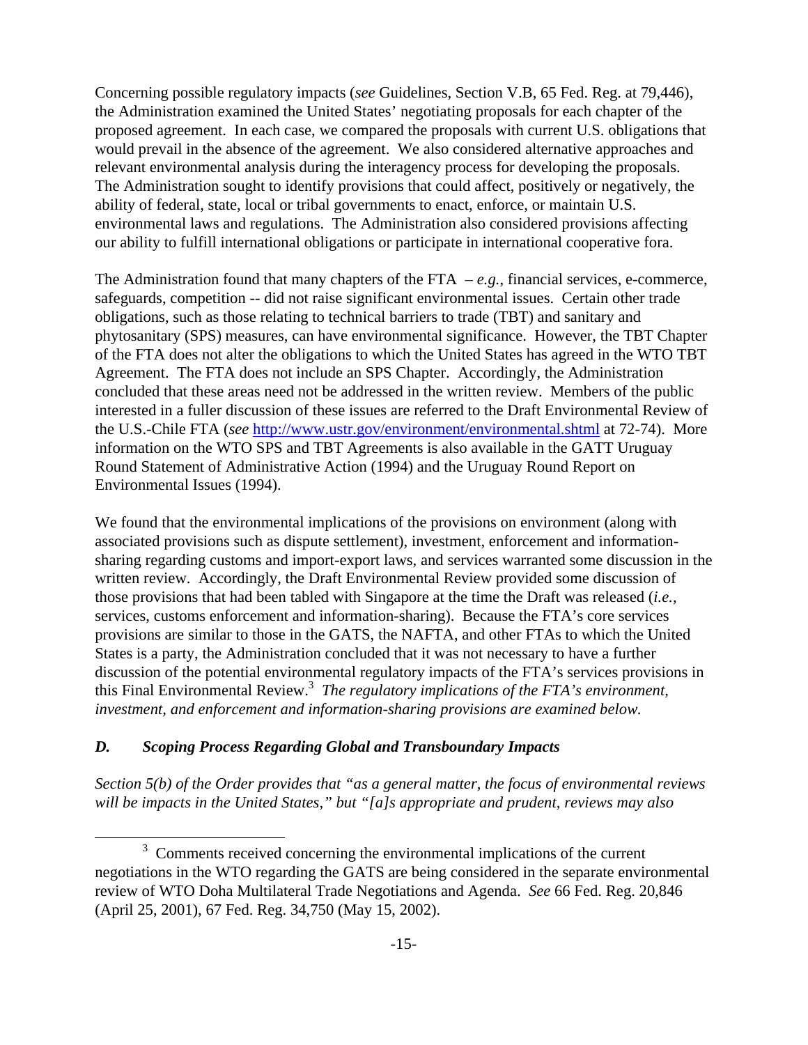Concerning possible regulatory impacts (*see* Guidelines, Section V.B, 65 Fed. Reg. at 79,446), the Administration examined the United States' negotiating proposals for each chapter of the proposed agreement. In each case, we compared the proposals with current U.S. obligations that would prevail in the absence of the agreement. We also considered alternative approaches and relevant environmental analysis during the interagency process for developing the proposals. The Administration sought to identify provisions that could affect, positively or negatively, the ability of federal, state, local or tribal governments to enact, enforce, or maintain U.S. environmental laws and regulations. The Administration also considered provisions affecting our ability to fulfill international obligations or participate in international cooperative fora.

The Administration found that many chapters of the FTA – *e.g.*, financial services, e-commerce, safeguards, competition -- did not raise significant environmental issues. Certain other trade obligations, such as those relating to technical barriers to trade (TBT) and sanitary and phytosanitary (SPS) measures, can have environmental significance. However, the TBT Chapter of the FTA does not alter the obligations to which the United States has agreed in the WTO TBT Agreement. The FTA does not include an SPS Chapter. Accordingly, the Administration concluded that these areas need not be addressed in the written review. Members of the public interested in a fuller discussion of these issues are referred to the Draft Environmental Review of the U.S.-Chile FTA (*see* http://www.ustr.gov/environment/environmental.shtml at 72-74). More information on the WTO SPS and TBT Agreements is also available in the GATT Uruguay Round Statement of Administrative Action (1994) and the Uruguay Round Report on Environmental Issues (1994).

We found that the environmental implications of the provisions on environment (along with associated provisions such as dispute settlement), investment, enforcement and information-sharing regarding customs and import-export laws, and services warranted some discussion in the written review. Accordingly, the Draft Environmental Review provided some discussion of those provisions that had been tabled with Singapore at the time the Draft was released (*i.e.*, services, customs enforcement and information-sharing). Because the FTA's core services provisions are similar to those in the GATS, the NAFTA, and other FTAs to which the United States is a party, the Administration concluded that it was not necessary to have a further discussion of the potential environmental regulatory impacts of the FTA's services provisions in this Final Environmental Review.[3] *The regulatory implications of the FTA's environment, investment, and enforcement and information-sharing provisions are examined below.*

### *D. Scoping Process Regarding Global and Transboundary Impacts*

*Section 5(b) of the Order provides that "as a general matter, the focus of environmental reviews will be impacts in the United States," but "[a]s appropriate and prudent, reviews may also*

---

[3] Comments received concerning the environmental implications of the current negotiations in the WTO regarding the GATS are being considered in the separate environmental review of WTO Doha Multilateral Trade Negotiations and Agenda. *See* 66 Fed. Reg. 20,846 (April 25, 2001), 67 Fed. Reg. 34,750 (May 15, 2002).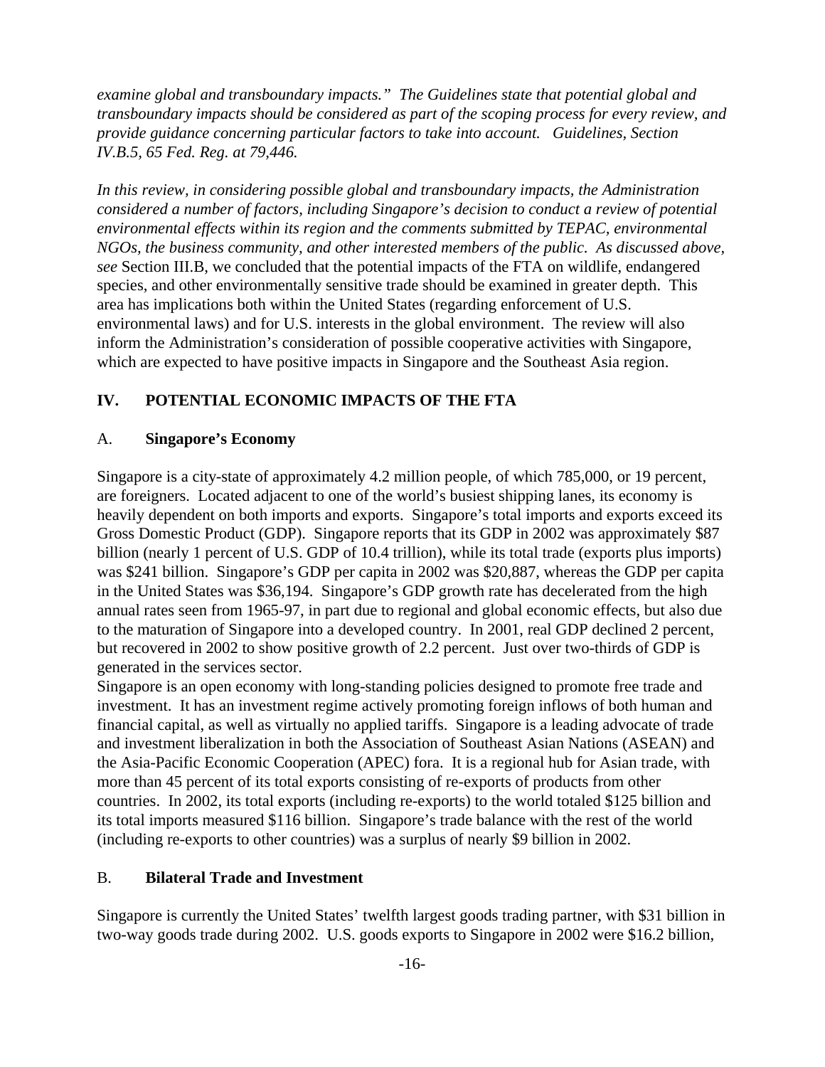*examine global and transboundary impacts." The Guidelines state that potential global and transboundary impacts should be considered as part of the scoping process for every review, and provide guidance concerning particular factors to take into account. Guidelines, Section IV.B.5, 65 Fed. Reg. at 79,446.*

*In this review, in considering possible global and transboundary impacts, the Administration considered a number of factors, including Singapore's decision to conduct a review of potential environmental effects within its region and the comments submitted by TEPAC, environmental NGOs, the business community, and other interested members of the public. As discussed above, see* Section III.B, we concluded that the potential impacts of the FTA on wildlife, endangered species, and other environmentally sensitive trade should be examined in greater depth. This area has implications both within the United States (regarding enforcement of U.S. environmental laws) and for U.S. interests in the global environment. The review will also inform the Administration's consideration of possible cooperative activities with Singapore, which are expected to have positive impacts in Singapore and the Southeast Asia region.

## IV. POTENTIAL ECONOMIC IMPACTS OF THE FTA

### A. Singapore's Economy

Singapore is a city-state of approximately 4.2 million people, of which 785,000, or 19 percent, are foreigners. Located adjacent to one of the world's busiest shipping lanes, its economy is heavily dependent on both imports and exports. Singapore's total imports and exports exceed its Gross Domestic Product (GDP). Singapore reports that its GDP in 2002 was approximately $87 billion (nearly 1 percent of U.S. GDP of 10.4 trillion), while its total trade (exports plus imports) was $241 billion. Singapore's GDP per capita in 2002 was $20,887, whereas the GDP per capita in the United States was $36,194. Singapore's GDP growth rate has decelerated from the high annual rates seen from 1965-97, in part due to regional and global economic effects, but also due to the maturation of Singapore into a developed country. In 2001, real GDP declined 2 percent, but recovered in 2002 to show positive growth of 2.2 percent. Just over two-thirds of GDP is generated in the services sector.

Singapore is an open economy with long-standing policies designed to promote free trade and investment. It has an investment regime actively promoting foreign inflows of both human and financial capital, as well as virtually no applied tariffs. Singapore is a leading advocate of trade and investment liberalization in both the Association of Southeast Asian Nations (ASEAN) and the Asia-Pacific Economic Cooperation (APEC) fora. It is a regional hub for Asian trade, with more than 45 percent of its total exports consisting of re-exports of products from other countries. In 2002, its total exports (including re-exports) to the world totaled $125 billion and its total imports measured $116 billion. Singapore's trade balance with the rest of the world (including re-exports to other countries) was a surplus of nearly $9 billion in 2002.

### B. Bilateral Trade and Investment

Singapore is currently the United States' twelfth largest goods trading partner, with $31 billion in two-way goods trade during 2002. U.S. goods exports to Singapore in 2002 were $16.2 billion,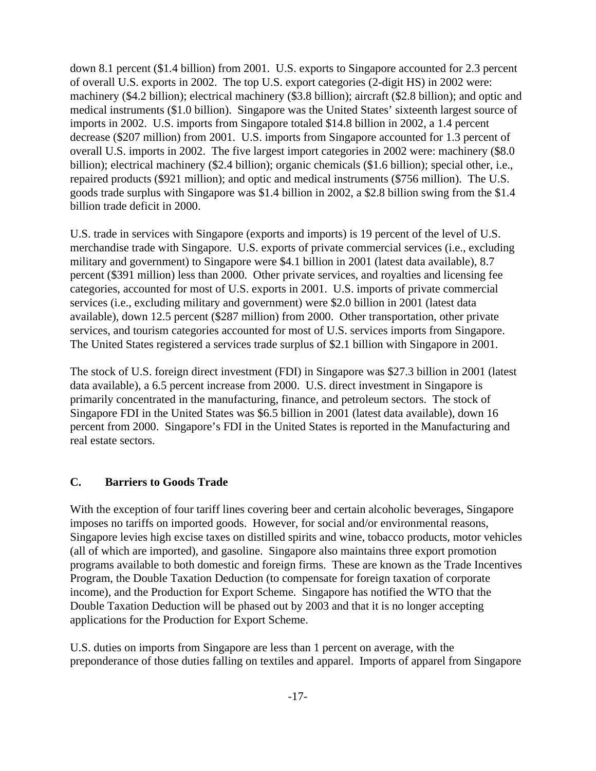down 8.1 percent ($1.4 billion) from 2001. U.S. exports to Singapore accounted for 2.3 percent of overall U.S. exports in 2002. The top U.S. export categories (2-digit HS) in 2002 were: machinery ($4.2 billion); electrical machinery ($3.8 billion); aircraft ($2.8 billion); and optic and medical instruments ($1.0 billion). Singapore was the United States' sixteenth largest source of imports in 2002. U.S. imports from Singapore totaled $14.8 billion in 2002, a 1.4 percent decrease ($207 million) from 2001. U.S. imports from Singapore accounted for 1.3 percent of overall U.S. imports in 2002. The five largest import categories in 2002 were: machinery ($8.0 billion); electrical machinery ($2.4 billion); organic chemicals ($1.6 billion); special other, i.e., repaired products ($921 million); and optic and medical instruments ($756 million). The U.S. goods trade surplus with Singapore was $1.4 billion in 2002, a $2.8 billion swing from the $1.4 billion trade deficit in 2000.

U.S. trade in services with Singapore (exports and imports) is 19 percent of the level of U.S. merchandise trade with Singapore. U.S. exports of private commercial services (i.e., excluding military and government) to Singapore were $4.1 billion in 2001 (latest data available), 8.7 percent ($391 million) less than 2000. Other private services, and royalties and licensing fee categories, accounted for most of U.S. exports in 2001. U.S. imports of private commercial services (i.e., excluding military and government) were $2.0 billion in 2001 (latest data available), down 12.5 percent ($287 million) from 2000. Other transportation, other private services, and tourism categories accounted for most of U.S. services imports from Singapore. The United States registered a services trade surplus of $2.1 billion with Singapore in 2001.

The stock of U.S. foreign direct investment (FDI) in Singapore was $27.3 billion in 2001 (latest data available), a 6.5 percent increase from 2000. U.S. direct investment in Singapore is primarily concentrated in the manufacturing, finance, and petroleum sectors. The stock of Singapore FDI in the United States was $6.5 billion in 2001 (latest data available), down 16 percent from 2000. Singapore's FDI in the United States is reported in the Manufacturing and real estate sectors.

## C. Barriers to Goods Trade

With the exception of four tariff lines covering beer and certain alcoholic beverages, Singapore imposes no tariffs on imported goods. However, for social and/or environmental reasons, Singapore levies high excise taxes on distilled spirits and wine, tobacco products, motor vehicles (all of which are imported), and gasoline. Singapore also maintains three export promotion programs available to both domestic and foreign firms. These are known as the Trade Incentives Program, the Double Taxation Deduction (to compensate for foreign taxation of corporate income), and the Production for Export Scheme. Singapore has notified the WTO that the Double Taxation Deduction will be phased out by 2003 and that it is no longer accepting applications for the Production for Export Scheme.

U.S. duties on imports from Singapore are less than 1 percent on average, with the preponderance of those duties falling on textiles and apparel. Imports of apparel from Singapore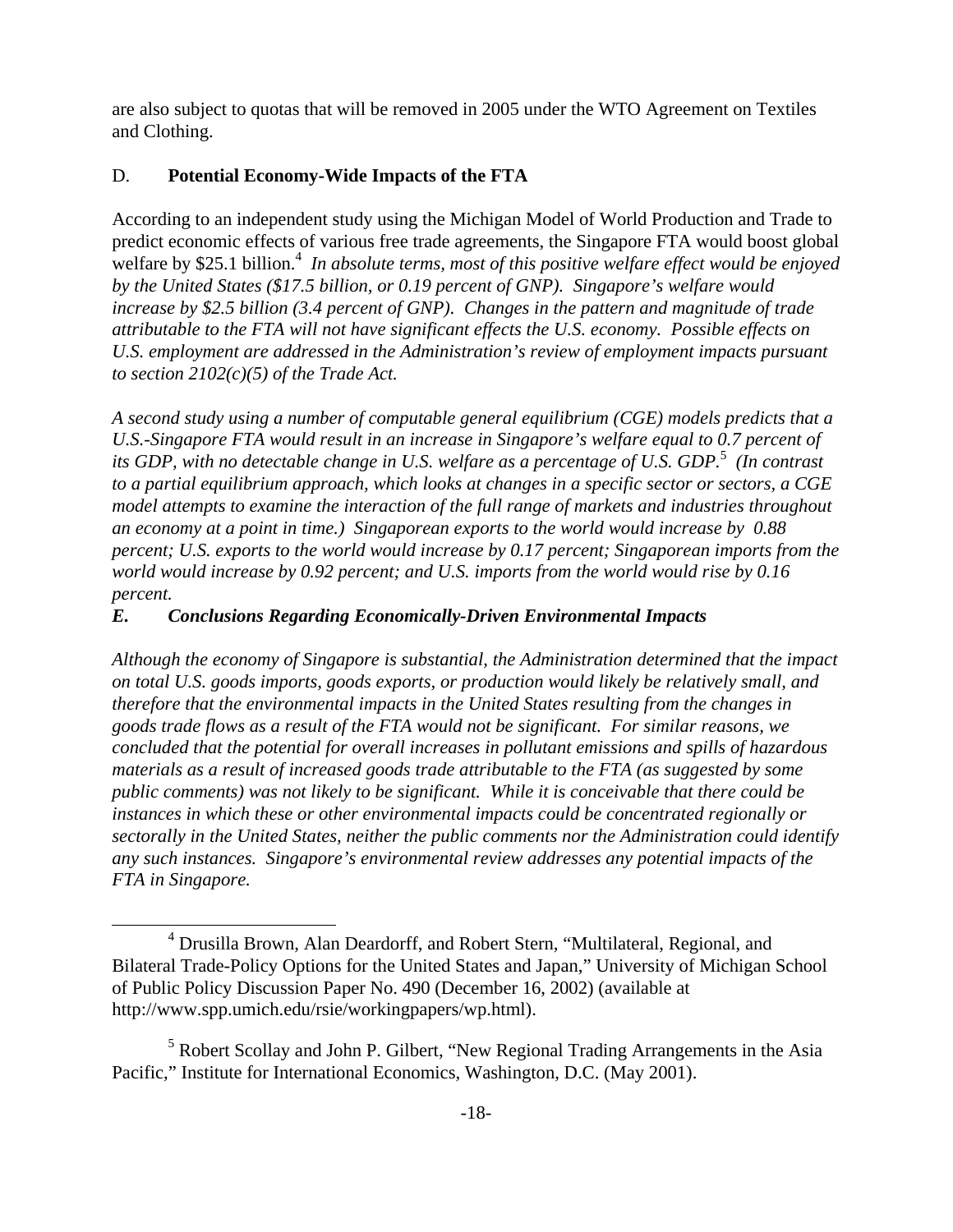are also subject to quotas that will be removed in 2005 under the WTO Agreement on Textiles and Clothing.

## D. **Potential Economy-Wide Impacts of the FTA**

According to an independent study using the Michigan Model of World Production and Trade to predict economic effects of various free trade agreements, the Singapore FTA would boost global welfare by $25.1 billion.[4] *In absolute terms, most of this positive welfare effect would be enjoyed by the United States ($17.5 billion, or 0.19 percent of GNP). Singapore's welfare would increase by $2.5 billion (3.4 percent of GNP). Changes in the pattern and magnitude of trade attributable to the FTA will not have significant effects the U.S. economy. Possible effects on U.S. employment are addressed in the Administration's review of employment impacts pursuant to section 2102(c)(5) of the Trade Act.*

*A second study using a number of computable general equilibrium (CGE) models predicts that a U.S.-Singapore FTA would result in an increase in Singapore's welfare equal to 0.7 percent of its GDP, with no detectable change in U.S. welfare as a percentage of U.S. GDP.*[5] *(In contrast to a partial equilibrium approach, which looks at changes in a specific sector or sectors, a CGE model attempts to examine the interaction of the full range of markets and industries throughout an economy at a point in time.) Singaporean exports to the world would increase by 0.88 percent; U.S. exports to the world would increase by 0.17 percent; Singaporean imports from the world would increase by 0.92 percent; and U.S. imports from the world would rise by 0.16 percent.*

## *E. Conclusions Regarding Economically-Driven Environmental Impacts*

*Although the economy of Singapore is substantial, the Administration determined that the impact on total U.S. goods imports, goods exports, or production would likely be relatively small, and therefore that the environmental impacts in the United States resulting from the changes in goods trade flows as a result of the FTA would not be significant. For similar reasons, we concluded that the potential for overall increases in pollutant emissions and spills of hazardous materials as a result of increased goods trade attributable to the FTA (as suggested by some public comments) was not likely to be significant. While it is conceivable that there could be instances in which these or other environmental impacts could be concentrated regionally or sectorally in the United States, neither the public comments nor the Administration could identify any such instances. Singapore's environmental review addresses any potential impacts of the FTA in Singapore.*

---

[4] Drusilla Brown, Alan Deardorff, and Robert Stern, "Multilateral, Regional, and Bilateral Trade-Policy Options for the United States and Japan," University of Michigan School of Public Policy Discussion Paper No. 490 (December 16, 2002) (available at http://www.spp.umich.edu/rsie/workingpapers/wp.html).

[5] Robert Scollay and John P. Gilbert, "New Regional Trading Arrangements in the Asia Pacific," Institute for International Economics, Washington, D.C. (May 2001).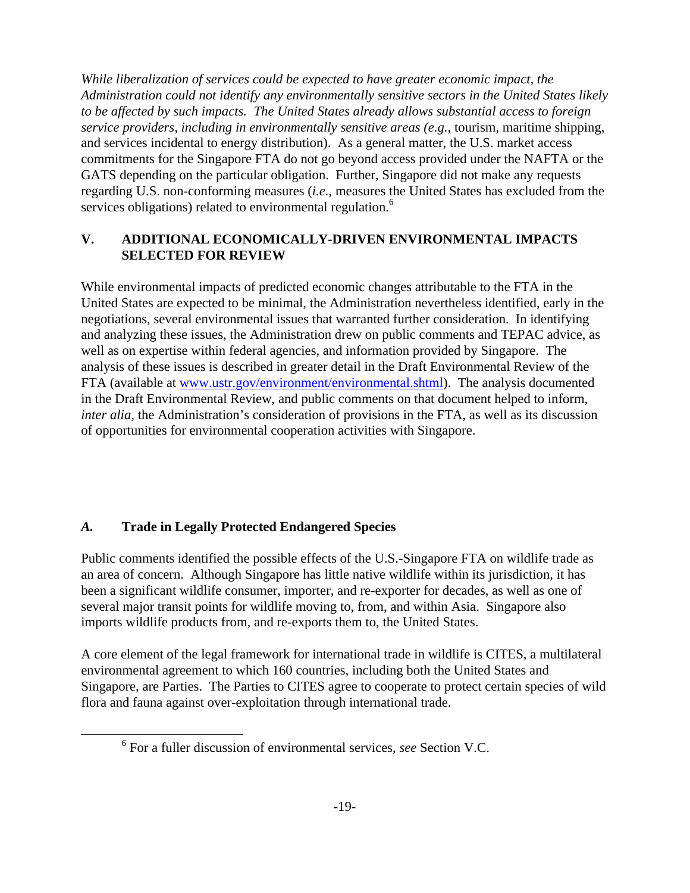*While liberalization of services could be expected to have greater economic impact, the Administration could not identify any environmentally sensitive sectors in the United States likely to be affected by such impacts. The United States already allows substantial access to foreign service providers, including in environmentally sensitive areas (e.g.,* tourism, maritime shipping, and services incidental to energy distribution). As a general matter, the U.S. market access commitments for the Singapore FTA do not go beyond access provided under the NAFTA or the GATS depending on the particular obligation. Further, Singapore did not make any requests regarding U.S. non-conforming measures (*i.e.*, measures the United States has excluded from the services obligations) related to environmental regulation.[6]

## V. ADDITIONAL ECONOMICALLY-DRIVEN ENVIRONMENTAL IMPACTS SELECTED FOR REVIEW

While environmental impacts of predicted economic changes attributable to the FTA in the United States are expected to be minimal, the Administration nevertheless identified, early in the negotiations, several environmental issues that warranted further consideration. In identifying and analyzing these issues, the Administration drew on public comments and TEPAC advice, as well as on expertise within federal agencies, and information provided by Singapore. The analysis of these issues is described in greater detail in the Draft Environmental Review of the FTA (available at www.ustr.gov/environment/environmental.shtml). The analysis documented in the Draft Environmental Review, and public comments on that document helped to inform, *inter alia*, the Administration's consideration of provisions in the FTA, as well as its discussion of opportunities for environmental cooperation activities with Singapore.

### *A.* Trade in Legally Protected Endangered Species

Public comments identified the possible effects of the U.S.-Singapore FTA on wildlife trade as an area of concern. Although Singapore has little native wildlife within its jurisdiction, it has been a significant wildlife consumer, importer, and re-exporter for decades, as well as one of several major transit points for wildlife moving to, from, and within Asia. Singapore also imports wildlife products from, and re-exports them to, the United States.

A core element of the legal framework for international trade in wildlife is CITES, a multilateral environmental agreement to which 160 countries, including both the United States and Singapore, are Parties. The Parties to CITES agree to cooperate to protect certain species of wild flora and fauna against over-exploitation through international trade.

[6] For a fuller discussion of environmental services, *see* Section V.C.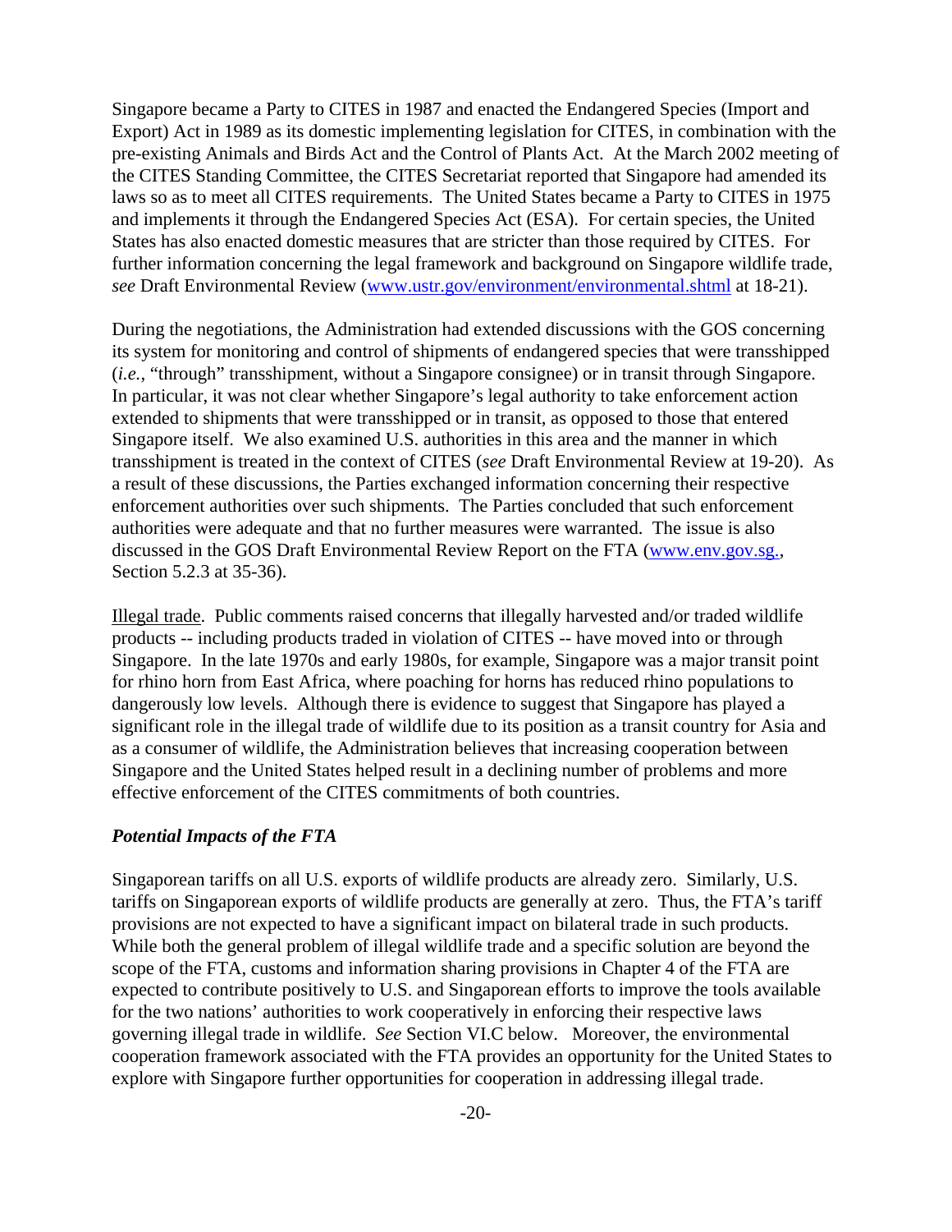Singapore became a Party to CITES in 1987 and enacted the Endangered Species (Import and Export) Act in 1989 as its domestic implementing legislation for CITES, in combination with the pre-existing Animals and Birds Act and the Control of Plants Act. At the March 2002 meeting of the CITES Standing Committee, the CITES Secretariat reported that Singapore had amended its laws so as to meet all CITES requirements. The United States became a Party to CITES in 1975 and implements it through the Endangered Species Act (ESA). For certain species, the United States has also enacted domestic measures that are stricter than those required by CITES. For further information concerning the legal framework and background on Singapore wildlife trade, *see* Draft Environmental Review ([www.ustr.gov/environment/environmental.shtml](www.ustr.gov/environment/environmental.shtml) at 18-21).

During the negotiations, the Administration had extended discussions with the GOS concerning its system for monitoring and control of shipments of endangered species that were transshipped (*i.e.*, "through" transshipment, without a Singapore consignee) or in transit through Singapore. In particular, it was not clear whether Singapore's legal authority to take enforcement action extended to shipments that were transshipped or in transit, as opposed to those that entered Singapore itself. We also examined U.S. authorities in this area and the manner in which transshipment is treated in the context of CITES (*see* Draft Environmental Review at 19-20). As a result of these discussions, the Parties exchanged information concerning their respective enforcement authorities over such shipments. The Parties concluded that such enforcement authorities were adequate and that no further measures were warranted. The issue is also discussed in the GOS Draft Environmental Review Report on the FTA ([www.env.gov.sg.](www.env.gov.sg.), Section 5.2.3 at 35-36).

<u>Illegal trade</u>. Public comments raised concerns that illegally harvested and/or traded wildlife products -- including products traded in violation of CITES -- have moved into or through Singapore. In the late 1970s and early 1980s, for example, Singapore was a major transit point for rhino horn from East Africa, where poaching for horns has reduced rhino populations to dangerously low levels. Although there is evidence to suggest that Singapore has played a significant role in the illegal trade of wildlife due to its position as a transit country for Asia and as a consumer of wildlife, the Administration believes that increasing cooperation between Singapore and the United States helped result in a declining number of problems and more effective enforcement of the CITES commitments of both countries.

### *Potential Impacts of the FTA*

Singaporean tariffs on all U.S. exports of wildlife products are already zero. Similarly, U.S. tariffs on Singaporean exports of wildlife products are generally at zero. Thus, the FTA's tariff provisions are not expected to have a significant impact on bilateral trade in such products. While both the general problem of illegal wildlife trade and a specific solution are beyond the scope of the FTA, customs and information sharing provisions in Chapter 4 of the FTA are expected to contribute positively to U.S. and Singaporean efforts to improve the tools available for the two nations' authorities to work cooperatively in enforcing their respective laws governing illegal trade in wildlife. *See* Section VI.C below. Moreover, the environmental cooperation framework associated with the FTA provides an opportunity for the United States to explore with Singapore further opportunities for cooperation in addressing illegal trade.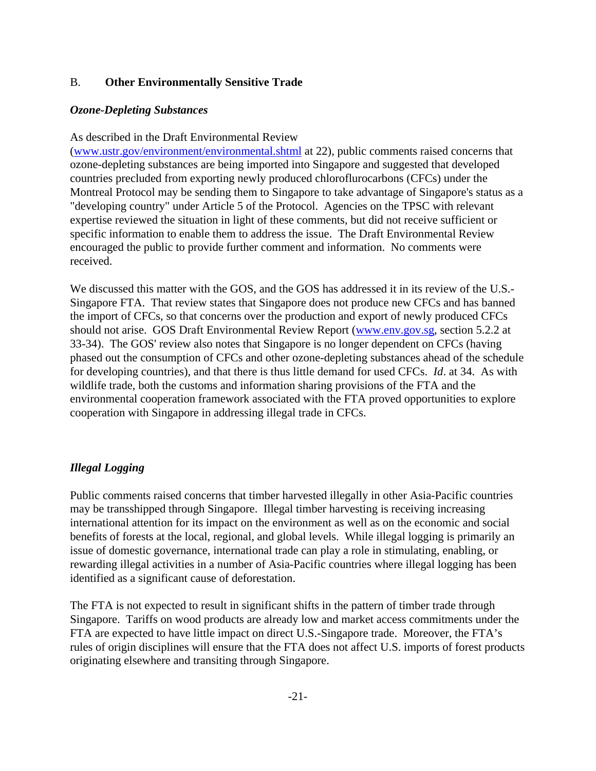## B. Other Environmentally Sensitive Trade

***Ozone-Depleting Substances***

As described in the Draft Environmental Review (www.ustr.gov/environment/environmental.shtml at 22), public comments raised concerns that ozone-depleting substances are being imported into Singapore and suggested that developed countries precluded from exporting newly produced chloroflurocarbons (CFCs) under the Montreal Protocol may be sending them to Singapore to take advantage of Singapore's status as a "developing country" under Article 5 of the Protocol. Agencies on the TPSC with relevant expertise reviewed the situation in light of these comments, but did not receive sufficient or specific information to enable them to address the issue. The Draft Environmental Review encouraged the public to provide further comment and information. No comments were received.

We discussed this matter with the GOS, and the GOS has addressed it in its review of the U.S.-Singapore FTA. That review states that Singapore does not produce new CFCs and has banned the import of CFCs, so that concerns over the production and export of newly produced CFCs should not arise. GOS Draft Environmental Review Report (www.env.gov.sg, section 5.2.2 at 33-34). The GOS' review also notes that Singapore is no longer dependent on CFCs (having phased out the consumption of CFCs and other ozone-depleting substances ahead of the schedule for developing countries), and that there is thus little demand for used CFCs. *Id*. at 34. As with wildlife trade, both the customs and information sharing provisions of the FTA and the environmental cooperation framework associated with the FTA proved opportunities to explore cooperation with Singapore in addressing illegal trade in CFCs.

***Illegal Logging***

Public comments raised concerns that timber harvested illegally in other Asia-Pacific countries may be transshipped through Singapore. Illegal timber harvesting is receiving increasing international attention for its impact on the environment as well as on the economic and social benefits of forests at the local, regional, and global levels. While illegal logging is primarily an issue of domestic governance, international trade can play a role in stimulating, enabling, or rewarding illegal activities in a number of Asia-Pacific countries where illegal logging has been identified as a significant cause of deforestation.

The FTA is not expected to result in significant shifts in the pattern of timber trade through Singapore. Tariffs on wood products are already low and market access commitments under the FTA are expected to have little impact on direct U.S.-Singapore trade. Moreover, the FTA's rules of origin disciplines will ensure that the FTA does not affect U.S. imports of forest products originating elsewhere and transiting through Singapore.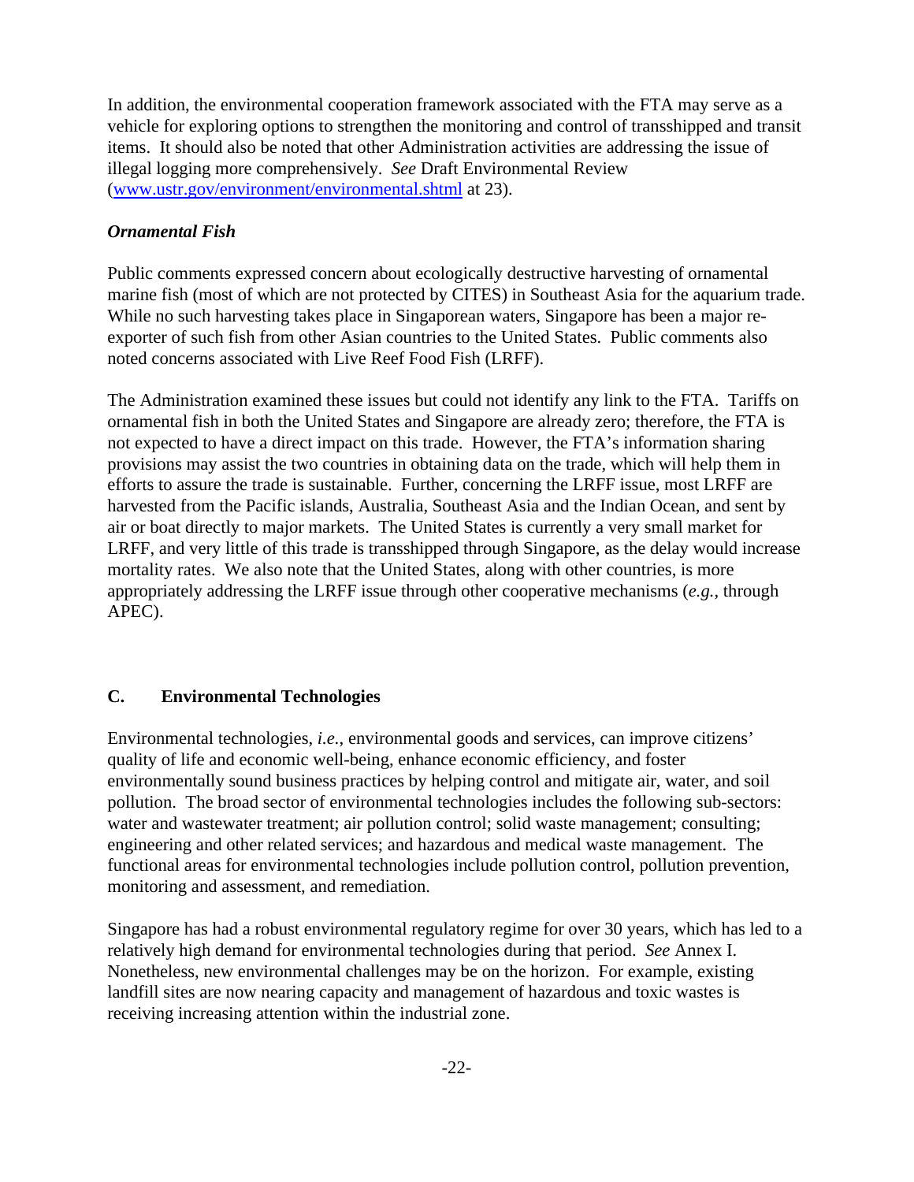In addition, the environmental cooperation framework associated with the FTA may serve as a vehicle for exploring options to strengthen the monitoring and control of transshipped and transit items. It should also be noted that other Administration activities are addressing the issue of illegal logging more comprehensively. *See* Draft Environmental Review (www.ustr.gov/environment/environmental.shtml at 23).

### *Ornamental Fish*

Public comments expressed concern about ecologically destructive harvesting of ornamental marine fish (most of which are not protected by CITES) in Southeast Asia for the aquarium trade. While no such harvesting takes place in Singaporean waters, Singapore has been a major re-exporter of such fish from other Asian countries to the United States. Public comments also noted concerns associated with Live Reef Food Fish (LRFF).

The Administration examined these issues but could not identify any link to the FTA. Tariffs on ornamental fish in both the United States and Singapore are already zero; therefore, the FTA is not expected to have a direct impact on this trade. However, the FTA's information sharing provisions may assist the two countries in obtaining data on the trade, which will help them in efforts to assure the trade is sustainable. Further, concerning the LRFF issue, most LRFF are harvested from the Pacific islands, Australia, Southeast Asia and the Indian Ocean, and sent by air or boat directly to major markets. The United States is currently a very small market for LRFF, and very little of this trade is transshipped through Singapore, as the delay would increase mortality rates. We also note that the United States, along with other countries, is more appropriately addressing the LRFF issue through other cooperative mechanisms (*e.g.*, through APEC).

## C. Environmental Technologies

Environmental technologies, *i.e.*, environmental goods and services, can improve citizens' quality of life and economic well-being, enhance economic efficiency, and foster environmentally sound business practices by helping control and mitigate air, water, and soil pollution. The broad sector of environmental technologies includes the following sub-sectors: water and wastewater treatment; air pollution control; solid waste management; consulting; engineering and other related services; and hazardous and medical waste management. The functional areas for environmental technologies include pollution control, pollution prevention, monitoring and assessment, and remediation.

Singapore has had a robust environmental regulatory regime for over 30 years, which has led to a relatively high demand for environmental technologies during that period. *See* Annex I. Nonetheless, new environmental challenges may be on the horizon. For example, existing landfill sites are now nearing capacity and management of hazardous and toxic wastes is receiving increasing attention within the industrial zone.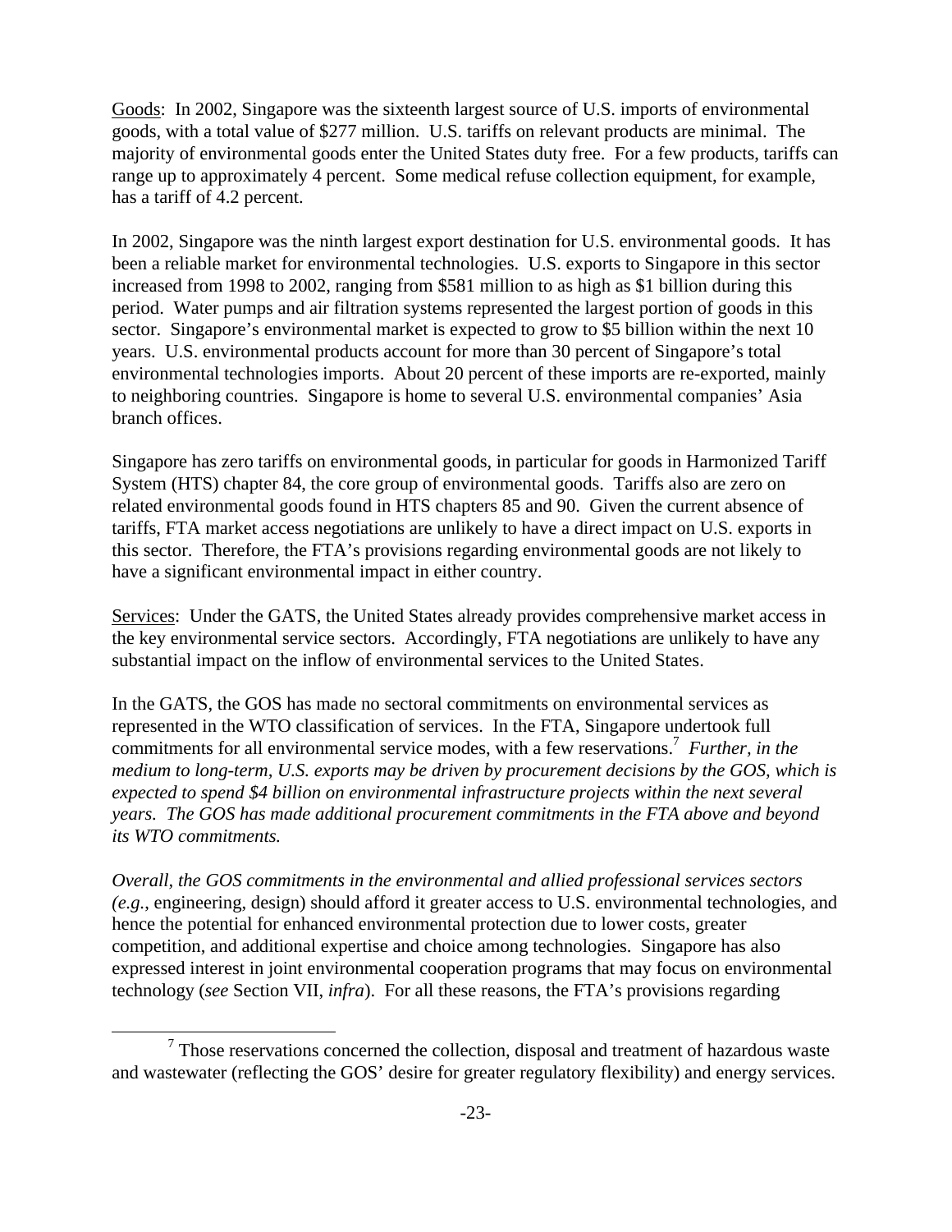Goods: In 2002, Singapore was the sixteenth largest source of U.S. imports of environmental goods, with a total value of $277 million. U.S. tariffs on relevant products are minimal. The majority of environmental goods enter the United States duty free. For a few products, tariffs can range up to approximately 4 percent. Some medical refuse collection equipment, for example, has a tariff of 4.2 percent.

In 2002, Singapore was the ninth largest export destination for U.S. environmental goods. It has been a reliable market for environmental technologies. U.S. exports to Singapore in this sector increased from 1998 to 2002, ranging from $581 million to as high as $1 billion during this period. Water pumps and air filtration systems represented the largest portion of goods in this sector. Singapore's environmental market is expected to grow to $5 billion within the next 10 years. U.S. environmental products account for more than 30 percent of Singapore's total environmental technologies imports. About 20 percent of these imports are re-exported, mainly to neighboring countries. Singapore is home to several U.S. environmental companies' Asia branch offices.

Singapore has zero tariffs on environmental goods, in particular for goods in Harmonized Tariff System (HTS) chapter 84, the core group of environmental goods. Tariffs also are zero on related environmental goods found in HTS chapters 85 and 90. Given the current absence of tariffs, FTA market access negotiations are unlikely to have a direct impact on U.S. exports in this sector. Therefore, the FTA's provisions regarding environmental goods are not likely to have a significant environmental impact in either country.

Services: Under the GATS, the United States already provides comprehensive market access in the key environmental service sectors. Accordingly, FTA negotiations are unlikely to have any substantial impact on the inflow of environmental services to the United States.

In the GATS, the GOS has made no sectoral commitments on environmental services as represented in the WTO classification of services. In the FTA, Singapore undertook full commitments for all environmental service modes, with a few reservations.[7] *Further, in the medium to long-term, U.S. exports may be driven by procurement decisions by the GOS, which is expected to spend $4 billion on environmental infrastructure projects within the next several years. The GOS has made additional procurement commitments in the FTA above and beyond its WTO commitments.*

*Overall, the GOS commitments in the environmental and allied professional services sectors (e.g.,* engineering, design) should afford it greater access to U.S. environmental technologies, and hence the potential for enhanced environmental protection due to lower costs, greater competition, and additional expertise and choice among technologies. Singapore has also expressed interest in joint environmental cooperation programs that may focus on environmental technology (*see* Section VII, *infra*). For all these reasons, the FTA's provisions regarding

[7] Those reservations concerned the collection, disposal and treatment of hazardous waste and wastewater (reflecting the GOS' desire for greater regulatory flexibility) and energy services.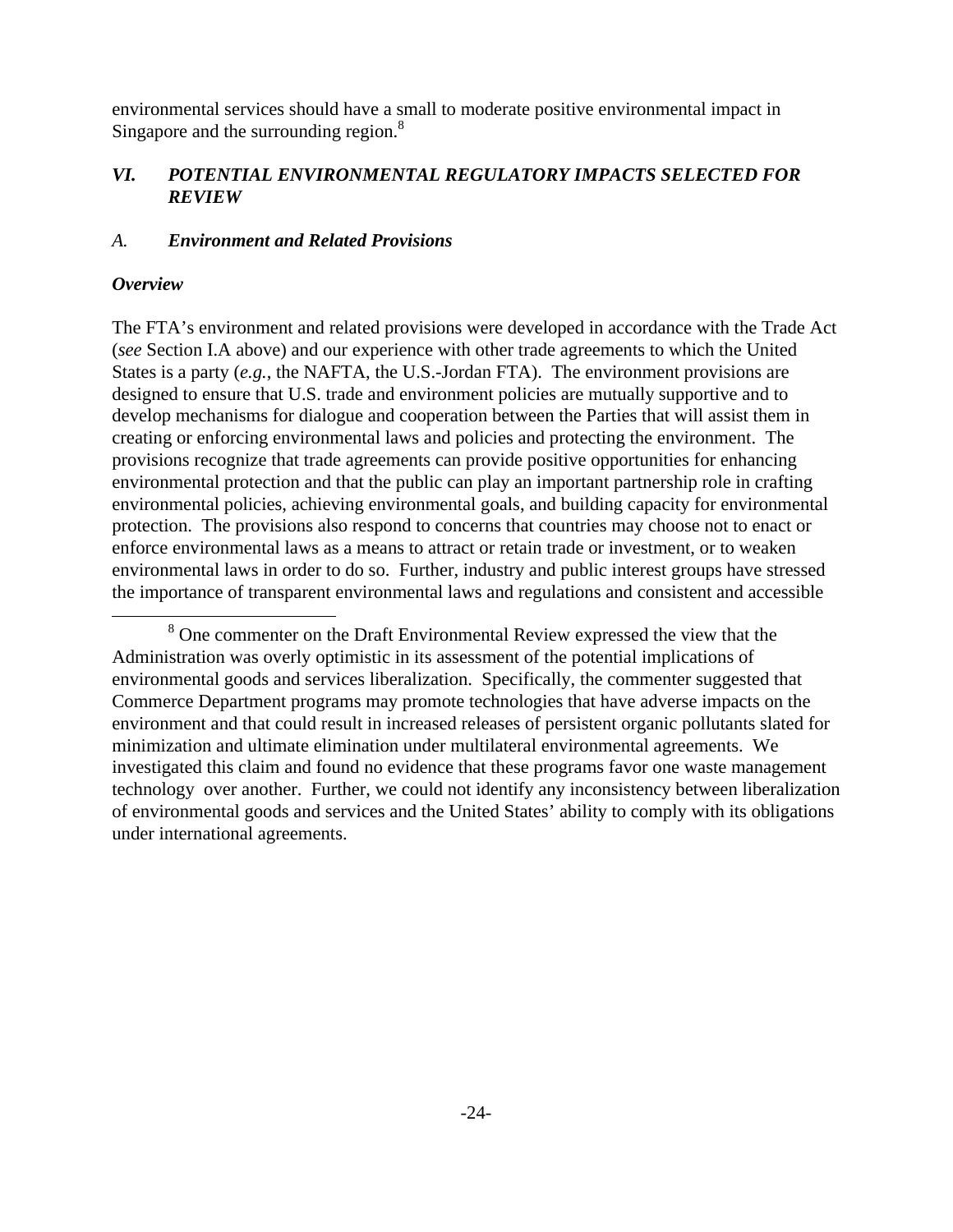environmental services should have a small to moderate positive environmental impact in Singapore and the surrounding region.[8]

## *VI. POTENTIAL ENVIRONMENTAL REGULATORY IMPACTS SELECTED FOR REVIEW*

### *A. Environment and Related Provisions*

***Overview***

The FTA's environment and related provisions were developed in accordance with the Trade Act (*see* Section I.A above) and our experience with other trade agreements to which the United States is a party (*e.g.*, the NAFTA, the U.S.-Jordan FTA). The environment provisions are designed to ensure that U.S. trade and environment policies are mutually supportive and to develop mechanisms for dialogue and cooperation between the Parties that will assist them in creating or enforcing environmental laws and policies and protecting the environment. The provisions recognize that trade agreements can provide positive opportunities for enhancing environmental protection and that the public can play an important partnership role in crafting environmental policies, achieving environmental goals, and building capacity for environmental protection. The provisions also respond to concerns that countries may choose not to enact or enforce environmental laws as a means to attract or retain trade or investment, or to weaken environmental laws in order to do so. Further, industry and public interest groups have stressed the importance of transparent environmental laws and regulations and consistent and accessible

[8] One commenter on the Draft Environmental Review expressed the view that the Administration was overly optimistic in its assessment of the potential implications of environmental goods and services liberalization. Specifically, the commenter suggested that Commerce Department programs may promote technologies that have adverse impacts on the environment and that could result in increased releases of persistent organic pollutants slated for minimization and ultimate elimination under multilateral environmental agreements. We investigated this claim and found no evidence that these programs favor one waste management technology over another. Further, we could not identify any inconsistency between liberalization of environmental goods and services and the United States' ability to comply with its obligations under international agreements.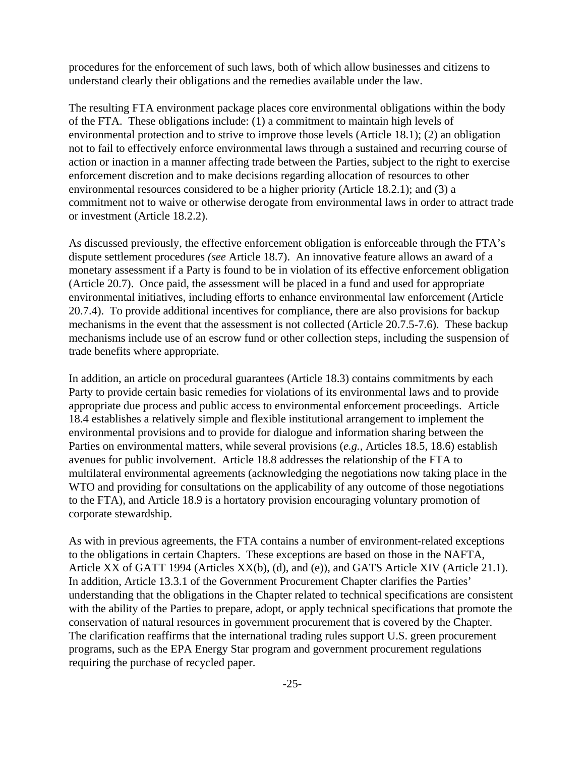procedures for the enforcement of such laws, both of which allow businesses and citizens to understand clearly their obligations and the remedies available under the law.

The resulting FTA environment package places core environmental obligations within the body of the FTA. These obligations include: (1) a commitment to maintain high levels of environmental protection and to strive to improve those levels (Article 18.1); (2) an obligation not to fail to effectively enforce environmental laws through a sustained and recurring course of action or inaction in a manner affecting trade between the Parties, subject to the right to exercise enforcement discretion and to make decisions regarding allocation of resources to other environmental resources considered to be a higher priority (Article 18.2.1); and (3) a commitment not to waive or otherwise derogate from environmental laws in order to attract trade or investment (Article 18.2.2).

As discussed previously, the effective enforcement obligation is enforceable through the FTA's dispute settlement procedures *(see* Article 18.7). An innovative feature allows an award of a monetary assessment if a Party is found to be in violation of its effective enforcement obligation (Article 20.7). Once paid, the assessment will be placed in a fund and used for appropriate environmental initiatives, including efforts to enhance environmental law enforcement (Article 20.7.4). To provide additional incentives for compliance, there are also provisions for backup mechanisms in the event that the assessment is not collected (Article 20.7.5-7.6). These backup mechanisms include use of an escrow fund or other collection steps, including the suspension of trade benefits where appropriate.

In addition, an article on procedural guarantees (Article 18.3) contains commitments by each Party to provide certain basic remedies for violations of its environmental laws and to provide appropriate due process and public access to environmental enforcement proceedings. Article 18.4 establishes a relatively simple and flexible institutional arrangement to implement the environmental provisions and to provide for dialogue and information sharing between the Parties on environmental matters, while several provisions (*e.g.*, Articles 18.5, 18.6) establish avenues for public involvement. Article 18.8 addresses the relationship of the FTA to multilateral environmental agreements (acknowledging the negotiations now taking place in the WTO and providing for consultations on the applicability of any outcome of those negotiations to the FTA), and Article 18.9 is a hortatory provision encouraging voluntary promotion of corporate stewardship.

As with in previous agreements, the FTA contains a number of environment-related exceptions to the obligations in certain Chapters. These exceptions are based on those in the NAFTA, Article XX of GATT 1994 (Articles XX(b), (d), and (e)), and GATS Article XIV (Article 21.1). In addition, Article 13.3.1 of the Government Procurement Chapter clarifies the Parties' understanding that the obligations in the Chapter related to technical specifications are consistent with the ability of the Parties to prepare, adopt, or apply technical specifications that promote the conservation of natural resources in government procurement that is covered by the Chapter. The clarification reaffirms that the international trading rules support U.S. green procurement programs, such as the EPA Energy Star program and government procurement regulations requiring the purchase of recycled paper.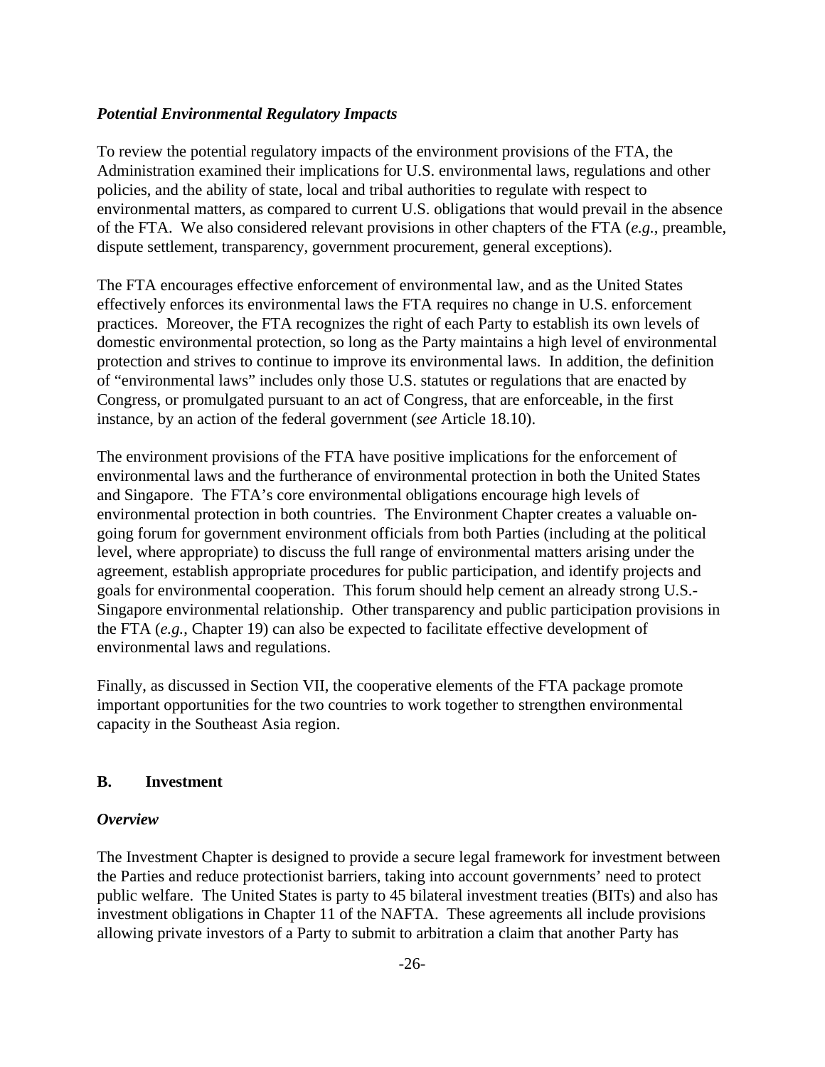### *Potential Environmental Regulatory Impacts*

To review the potential regulatory impacts of the environment provisions of the FTA, the Administration examined their implications for U.S. environmental laws, regulations and other policies, and the ability of state, local and tribal authorities to regulate with respect to environmental matters, as compared to current U.S. obligations that would prevail in the absence of the FTA. We also considered relevant provisions in other chapters of the FTA (*e.g.*, preamble, dispute settlement, transparency, government procurement, general exceptions).

The FTA encourages effective enforcement of environmental law, and as the United States effectively enforces its environmental laws the FTA requires no change in U.S. enforcement practices. Moreover, the FTA recognizes the right of each Party to establish its own levels of domestic environmental protection, so long as the Party maintains a high level of environmental protection and strives to continue to improve its environmental laws. In addition, the definition of "environmental laws" includes only those U.S. statutes or regulations that are enacted by Congress, or promulgated pursuant to an act of Congress, that are enforceable, in the first instance, by an action of the federal government (*see* Article 18.10).

The environment provisions of the FTA have positive implications for the enforcement of environmental laws and the furtherance of environmental protection in both the United States and Singapore. The FTA's core environmental obligations encourage high levels of environmental protection in both countries. The Environment Chapter creates a valuable on-going forum for government environment officials from both Parties (including at the political level, where appropriate) to discuss the full range of environmental matters arising under the agreement, establish appropriate procedures for public participation, and identify projects and goals for environmental cooperation. This forum should help cement an already strong U.S.-Singapore environmental relationship. Other transparency and public participation provisions in the FTA (*e.g.*, Chapter 19) can also be expected to facilitate effective development of environmental laws and regulations.

Finally, as discussed in Section VII, the cooperative elements of the FTA package promote important opportunities for the two countries to work together to strengthen environmental capacity in the Southeast Asia region.

## B. Investment

### *Overview*

The Investment Chapter is designed to provide a secure legal framework for investment between the Parties and reduce protectionist barriers, taking into account governments' need to protect public welfare. The United States is party to 45 bilateral investment treaties (BITs) and also has investment obligations in Chapter 11 of the NAFTA. These agreements all include provisions allowing private investors of a Party to submit to arbitration a claim that another Party has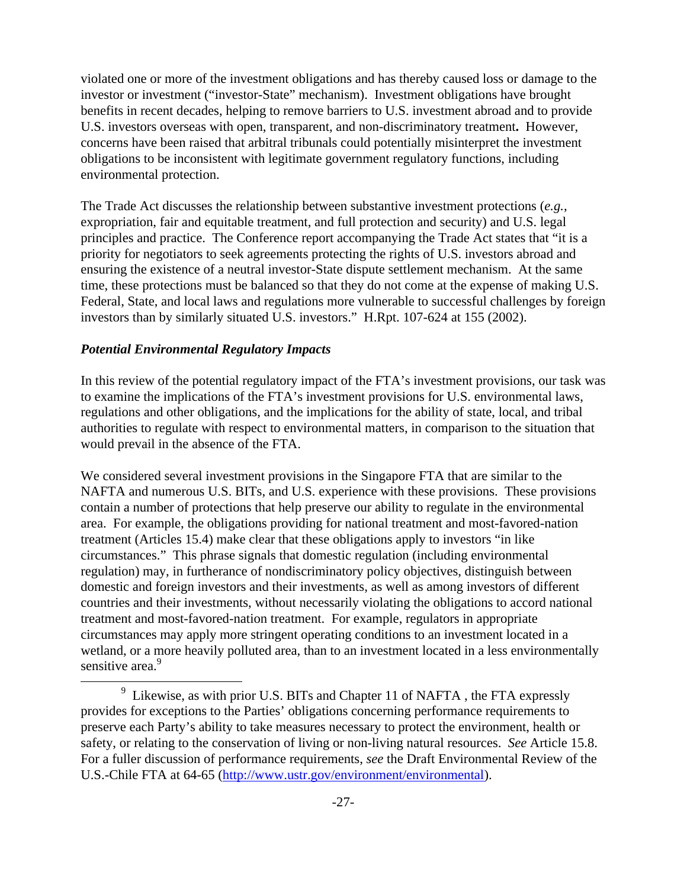violated one or more of the investment obligations and has thereby caused loss or damage to the investor or investment ("investor-State" mechanism). Investment obligations have brought benefits in recent decades, helping to remove barriers to U.S. investment abroad and to provide U.S. investors overseas with open, transparent, and non-discriminatory treatment**.** However, concerns have been raised that arbitral tribunals could potentially misinterpret the investment obligations to be inconsistent with legitimate government regulatory functions, including environmental protection.

The Trade Act discusses the relationship between substantive investment protections (*e.g.*, expropriation, fair and equitable treatment, and full protection and security) and U.S. legal principles and practice. The Conference report accompanying the Trade Act states that "it is a priority for negotiators to seek agreements protecting the rights of U.S. investors abroad and ensuring the existence of a neutral investor-State dispute settlement mechanism. At the same time, these protections must be balanced so that they do not come at the expense of making U.S. Federal, State, and local laws and regulations more vulnerable to successful challenges by foreign investors than by similarly situated U.S. investors." H.Rpt. 107-624 at 155 (2002).

***Potential Environmental Regulatory Impacts***

In this review of the potential regulatory impact of the FTA's investment provisions, our task was to examine the implications of the FTA's investment provisions for U.S. environmental laws, regulations and other obligations, and the implications for the ability of state, local, and tribal authorities to regulate with respect to environmental matters, in comparison to the situation that would prevail in the absence of the FTA.

We considered several investment provisions in the Singapore FTA that are similar to the NAFTA and numerous U.S. BITs, and U.S. experience with these provisions. These provisions contain a number of protections that help preserve our ability to regulate in the environmental area. For example, the obligations providing for national treatment and most-favored-nation treatment (Articles 15.4) make clear that these obligations apply to investors "in like circumstances." This phrase signals that domestic regulation (including environmental regulation) may, in furtherance of nondiscriminatory policy objectives, distinguish between domestic and foreign investors and their investments, as well as among investors of different countries and their investments, without necessarily violating the obligations to accord national treatment and most-favored-nation treatment. For example, regulators in appropriate circumstances may apply more stringent operating conditions to an investment located in a wetland, or a more heavily polluted area, than to an investment located in a less environmentally sensitive area.[9]

[9] Likewise, as with prior U.S. BITs and Chapter 11 of NAFTA , the FTA expressly provides for exceptions to the Parties' obligations concerning performance requirements to preserve each Party's ability to take measures necessary to protect the environment, health or safety, or relating to the conservation of living or non-living natural resources. *See* Article 15.8. For a fuller discussion of performance requirements, *see* the Draft Environmental Review of the U.S.-Chile FTA at 64-65 (http://www.ustr.gov/environment/environmental).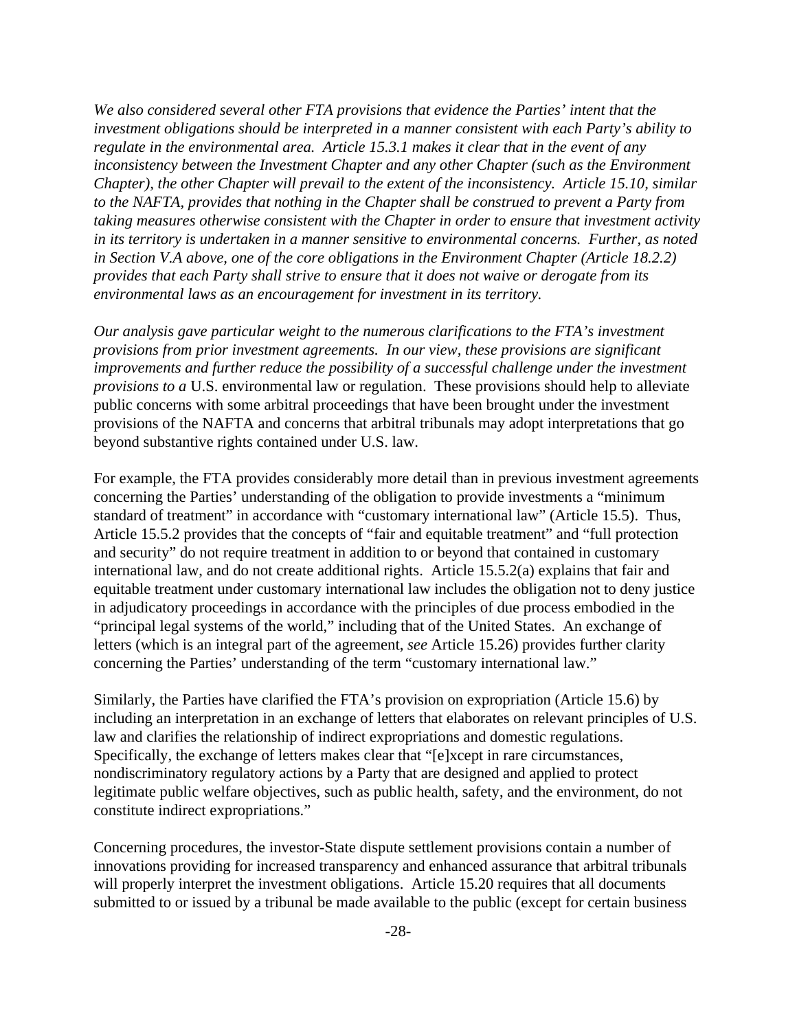*We also considered several other FTA provisions that evidence the Parties' intent that the investment obligations should be interpreted in a manner consistent with each Party's ability to regulate in the environmental area. Article 15.3.1 makes it clear that in the event of any inconsistency between the Investment Chapter and any other Chapter (such as the Environment Chapter), the other Chapter will prevail to the extent of the inconsistency. Article 15.10, similar to the NAFTA, provides that nothing in the Chapter shall be construed to prevent a Party from taking measures otherwise consistent with the Chapter in order to ensure that investment activity in its territory is undertaken in a manner sensitive to environmental concerns. Further, as noted in Section V.A above, one of the core obligations in the Environment Chapter (Article 18.2.2) provides that each Party shall strive to ensure that it does not waive or derogate from its environmental laws as an encouragement for investment in its territory.*

*Our analysis gave particular weight to the numerous clarifications to the FTA's investment provisions from prior investment agreements. In our view, these provisions are significant improvements and further reduce the possibility of a successful challenge under the investment provisions to a* U.S. environmental law or regulation. These provisions should help to alleviate public concerns with some arbitral proceedings that have been brought under the investment provisions of the NAFTA and concerns that arbitral tribunals may adopt interpretations that go beyond substantive rights contained under U.S. law.

For example, the FTA provides considerably more detail than in previous investment agreements concerning the Parties' understanding of the obligation to provide investments a "minimum standard of treatment" in accordance with "customary international law" (Article 15.5). Thus, Article 15.5.2 provides that the concepts of "fair and equitable treatment" and "full protection and security" do not require treatment in addition to or beyond that contained in customary international law, and do not create additional rights. Article 15.5.2(a) explains that fair and equitable treatment under customary international law includes the obligation not to deny justice in adjudicatory proceedings in accordance with the principles of due process embodied in the "principal legal systems of the world," including that of the United States. An exchange of letters (which is an integral part of the agreement, *see* Article 15.26) provides further clarity concerning the Parties' understanding of the term "customary international law."

Similarly, the Parties have clarified the FTA's provision on expropriation (Article 15.6) by including an interpretation in an exchange of letters that elaborates on relevant principles of U.S. law and clarifies the relationship of indirect expropriations and domestic regulations. Specifically, the exchange of letters makes clear that "[e]xcept in rare circumstances, nondiscriminatory regulatory actions by a Party that are designed and applied to protect legitimate public welfare objectives, such as public health, safety, and the environment, do not constitute indirect expropriations."

Concerning procedures, the investor-State dispute settlement provisions contain a number of innovations providing for increased transparency and enhanced assurance that arbitral tribunals will properly interpret the investment obligations. Article 15.20 requires that all documents submitted to or issued by a tribunal be made available to the public (except for certain business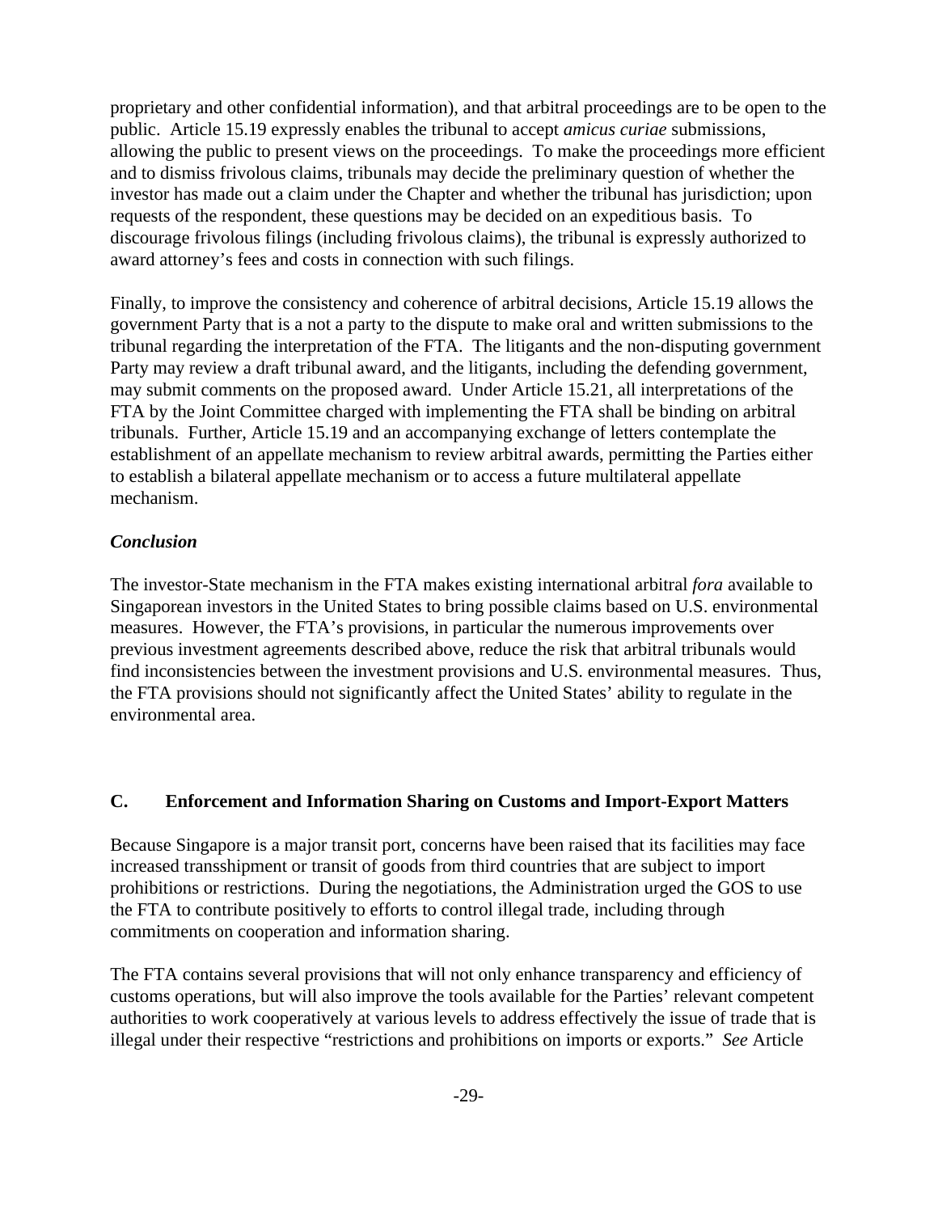proprietary and other confidential information), and that arbitral proceedings are to be open to the public. Article 15.19 expressly enables the tribunal to accept *amicus curiae* submissions, allowing the public to present views on the proceedings. To make the proceedings more efficient and to dismiss frivolous claims, tribunals may decide the preliminary question of whether the investor has made out a claim under the Chapter and whether the tribunal has jurisdiction; upon requests of the respondent, these questions may be decided on an expeditious basis. To discourage frivolous filings (including frivolous claims), the tribunal is expressly authorized to award attorney's fees and costs in connection with such filings.

Finally, to improve the consistency and coherence of arbitral decisions, Article 15.19 allows the government Party that is a not a party to the dispute to make oral and written submissions to the tribunal regarding the interpretation of the FTA. The litigants and the non-disputing government Party may review a draft tribunal award, and the litigants, including the defending government, may submit comments on the proposed award. Under Article 15.21, all interpretations of the FTA by the Joint Committee charged with implementing the FTA shall be binding on arbitral tribunals. Further, Article 15.19 and an accompanying exchange of letters contemplate the establishment of an appellate mechanism to review arbitral awards, permitting the Parties either to establish a bilateral appellate mechanism or to access a future multilateral appellate mechanism.

***Conclusion***

The investor-State mechanism in the FTA makes existing international arbitral *fora* available to Singaporean investors in the United States to bring possible claims based on U.S. environmental measures. However, the FTA's provisions, in particular the numerous improvements over previous investment agreements described above, reduce the risk that arbitral tribunals would find inconsistencies between the investment provisions and U.S. environmental measures. Thus, the FTA provisions should not significantly affect the United States' ability to regulate in the environmental area.

## C. Enforcement and Information Sharing on Customs and Import-Export Matters

Because Singapore is a major transit port, concerns have been raised that its facilities may face increased transshipment or transit of goods from third countries that are subject to import prohibitions or restrictions. During the negotiations, the Administration urged the GOS to use the FTA to contribute positively to efforts to control illegal trade, including through commitments on cooperation and information sharing.

The FTA contains several provisions that will not only enhance transparency and efficiency of customs operations, but will also improve the tools available for the Parties' relevant competent authorities to work cooperatively at various levels to address effectively the issue of trade that is illegal under their respective "restrictions and prohibitions on imports or exports." *See* Article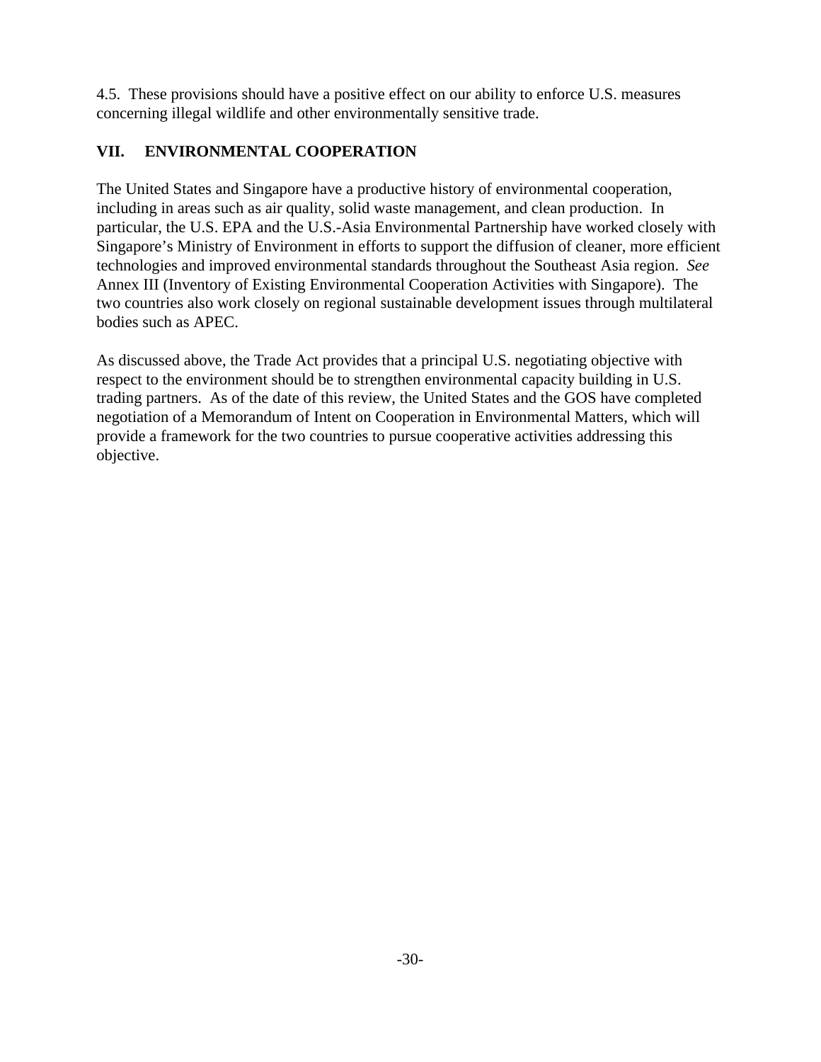4.5. These provisions should have a positive effect on our ability to enforce U.S. measures concerning illegal wildlife and other environmentally sensitive trade.

## VII. ENVIRONMENTAL COOPERATION

The United States and Singapore have a productive history of environmental cooperation, including in areas such as air quality, solid waste management, and clean production. In particular, the U.S. EPA and the U.S.-Asia Environmental Partnership have worked closely with Singapore's Ministry of Environment in efforts to support the diffusion of cleaner, more efficient technologies and improved environmental standards throughout the Southeast Asia region. *See* Annex III (Inventory of Existing Environmental Cooperation Activities with Singapore). The two countries also work closely on regional sustainable development issues through multilateral bodies such as APEC.

As discussed above, the Trade Act provides that a principal U.S. negotiating objective with respect to the environment should be to strengthen environmental capacity building in U.S. trading partners. As of the date of this review, the United States and the GOS have completed negotiation of a Memorandum of Intent on Cooperation in Environmental Matters, which will provide a framework for the two countries to pursue cooperative activities addressing this objective.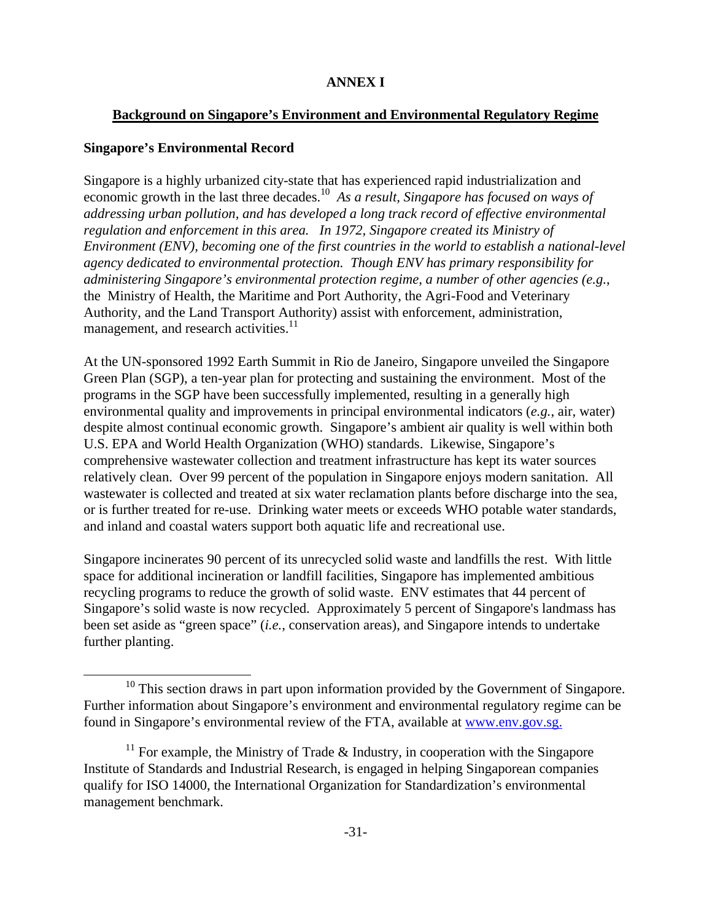# ANNEX I

## Background on Singapore's Environment and Environmental Regulatory Regime

### Singapore's Environmental Record

Singapore is a highly urbanized city-state that has experienced rapid industrialization and economic growth in the last three decades.[10] *As a result, Singapore has focused on ways of addressing urban pollution, and has developed a long track record of effective environmental regulation and enforcement in this area. In 1972, Singapore created its Ministry of Environment (ENV), becoming one of the first countries in the world to establish a national-level agency dedicated to environmental protection. Though ENV has primary responsibility for administering Singapore's environmental protection regime, a number of other agencies (e.g.,* the Ministry of Health, the Maritime and Port Authority, the Agri-Food and Veterinary Authority, and the Land Transport Authority) assist with enforcement, administration, management, and research activities.[11]

At the UN-sponsored 1992 Earth Summit in Rio de Janeiro, Singapore unveiled the Singapore Green Plan (SGP), a ten-year plan for protecting and sustaining the environment. Most of the programs in the SGP have been successfully implemented, resulting in a generally high environmental quality and improvements in principal environmental indicators (*e.g.*, air, water) despite almost continual economic growth. Singapore's ambient air quality is well within both U.S. EPA and World Health Organization (WHO) standards. Likewise, Singapore's comprehensive wastewater collection and treatment infrastructure has kept its water sources relatively clean. Over 99 percent of the population in Singapore enjoys modern sanitation. All wastewater is collected and treated at six water reclamation plants before discharge into the sea, or is further treated for re-use. Drinking water meets or exceeds WHO potable water standards, and inland and coastal waters support both aquatic life and recreational use.

Singapore incinerates 90 percent of its unrecycled solid waste and landfills the rest. With little space for additional incineration or landfill facilities, Singapore has implemented ambitious recycling programs to reduce the growth of solid waste. ENV estimates that 44 percent of Singapore's solid waste is now recycled. Approximately 5 percent of Singapore's landmass has been set aside as "green space" (*i.e.*, conservation areas), and Singapore intends to undertake further planting.

---

[10] This section draws in part upon information provided by the Government of Singapore. Further information about Singapore's environment and environmental regulatory regime can be found in Singapore's environmental review of the FTA, available at www.env.gov.sg.

[11] For example, the Ministry of Trade & Industry, in cooperation with the Singapore Institute of Standards and Industrial Research, is engaged in helping Singaporean companies qualify for ISO 14000, the International Organization for Standardization's environmental management benchmark.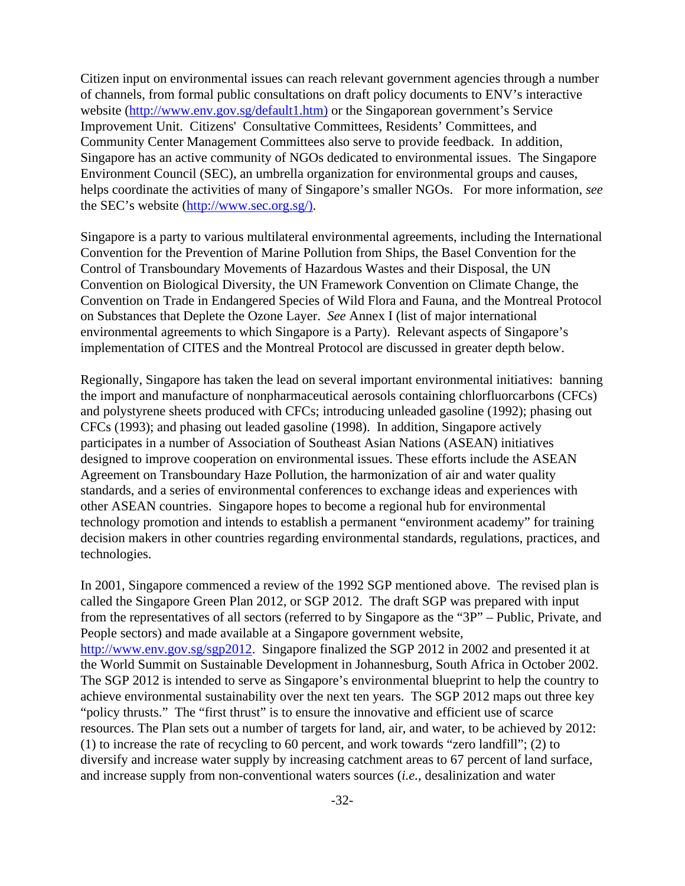Citizen input on environmental issues can reach relevant government agencies through a number of channels, from formal public consultations on draft policy documents to ENV's interactive website (http://www.env.gov.sg/default1.htm) or the Singaporean government's Service Improvement Unit. Citizens' Consultative Committees, Residents' Committees, and Community Center Management Committees also serve to provide feedback. In addition, Singapore has an active community of NGOs dedicated to environmental issues. The Singapore Environment Council (SEC), an umbrella organization for environmental groups and causes, helps coordinate the activities of many of Singapore's smaller NGOs. For more information, *see* the SEC's website (http://www.sec.org.sg/).

Singapore is a party to various multilateral environmental agreements, including the International Convention for the Prevention of Marine Pollution from Ships, the Basel Convention for the Control of Transboundary Movements of Hazardous Wastes and their Disposal, the UN Convention on Biological Diversity, the UN Framework Convention on Climate Change, the Convention on Trade in Endangered Species of Wild Flora and Fauna, and the Montreal Protocol on Substances that Deplete the Ozone Layer. *See* Annex I (list of major international environmental agreements to which Singapore is a Party). Relevant aspects of Singapore's implementation of CITES and the Montreal Protocol are discussed in greater depth below.

Regionally, Singapore has taken the lead on several important environmental initiatives: banning the import and manufacture of nonpharmaceutical aerosols containing chlorfluorcarbons (CFCs) and polystyrene sheets produced with CFCs; introducing unleaded gasoline (1992); phasing out CFCs (1993); and phasing out leaded gasoline (1998). In addition, Singapore actively participates in a number of Association of Southeast Asian Nations (ASEAN) initiatives designed to improve cooperation on environmental issues. These efforts include the ASEAN Agreement on Transboundary Haze Pollution, the harmonization of air and water quality standards, and a series of environmental conferences to exchange ideas and experiences with other ASEAN countries. Singapore hopes to become a regional hub for environmental technology promotion and intends to establish a permanent "environment academy" for training decision makers in other countries regarding environmental standards, regulations, practices, and technologies.

In 2001, Singapore commenced a review of the 1992 SGP mentioned above. The revised plan is called the Singapore Green Plan 2012, or SGP 2012. The draft SGP was prepared with input from the representatives of all sectors (referred to by Singapore as the "3P" – Public, Private, and People sectors) and made available at a Singapore government website, http://www.env.gov.sg/sgp2012. Singapore finalized the SGP 2012 in 2002 and presented it at the World Summit on Sustainable Development in Johannesburg, South Africa in October 2002. The SGP 2012 is intended to serve as Singapore's environmental blueprint to help the country to achieve environmental sustainability over the next ten years. The SGP 2012 maps out three key "policy thrusts." The "first thrust" is to ensure the innovative and efficient use of scarce resources. The Plan sets out a number of targets for land, air, and water, to be achieved by 2012: (1) to increase the rate of recycling to 60 percent, and work towards "zero landfill"; (2) to diversify and increase water supply by increasing catchment areas to 67 percent of land surface, and increase supply from non-conventional waters sources (*i.e.*, desalinization and water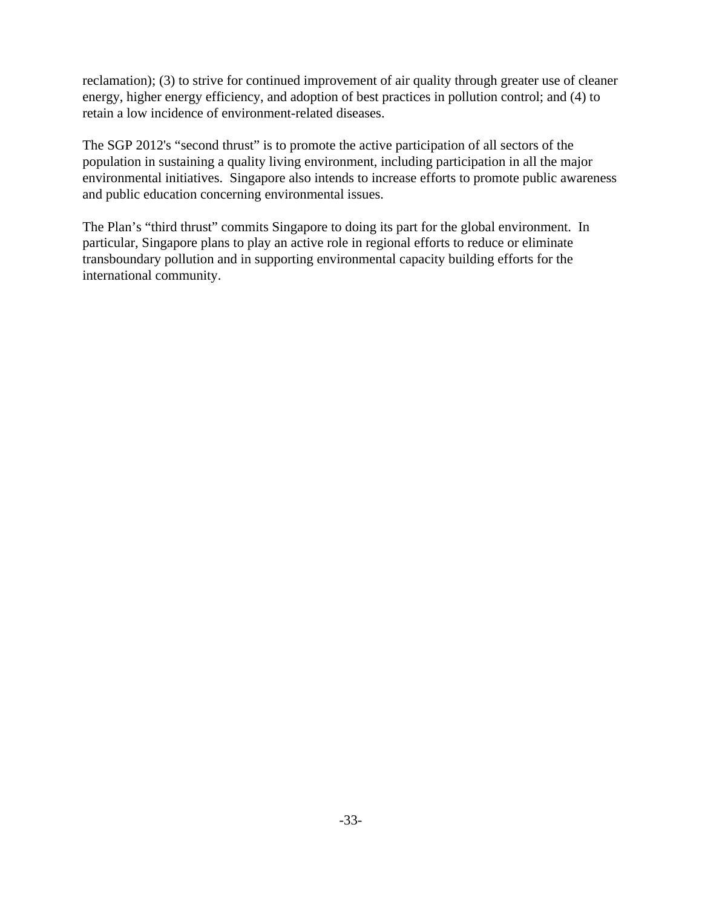reclamation); (3) to strive for continued improvement of air quality through greater use of cleaner energy, higher energy efficiency, and adoption of best practices in pollution control; and (4) to retain a low incidence of environment-related diseases.

The SGP 2012's "second thrust" is to promote the active participation of all sectors of the population in sustaining a quality living environment, including participation in all the major environmental initiatives. Singapore also intends to increase efforts to promote public awareness and public education concerning environmental issues.

The Plan's "third thrust" commits Singapore to doing its part for the global environment. In particular, Singapore plans to play an active role in regional efforts to reduce or eliminate transboundary pollution and in supporting environmental capacity building efforts for the international community.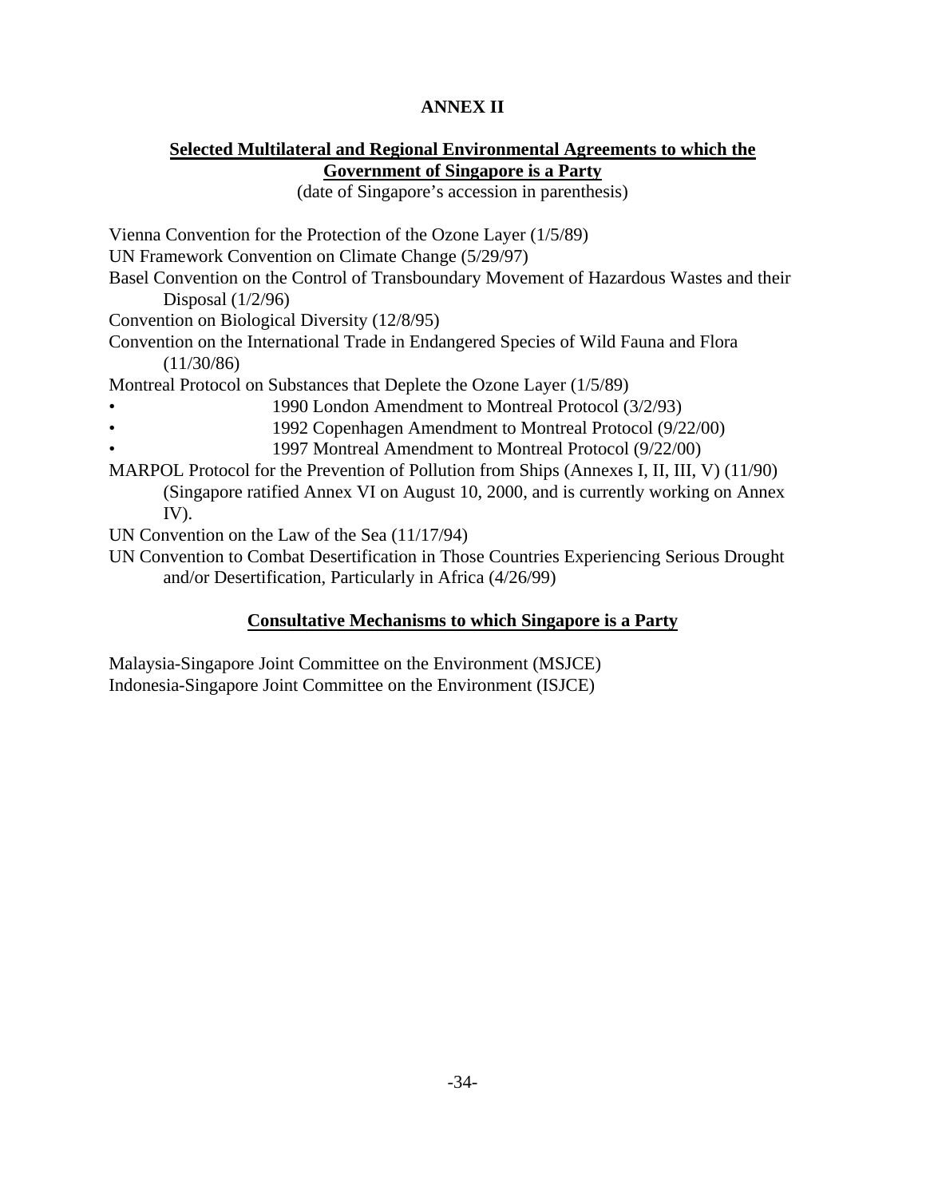# ANNEX II

## Selected Multilateral and Regional Environmental Agreements to which the Government of Singapore is a Party

(date of Singapore's accession in parenthesis)

Vienna Convention for the Protection of the Ozone Layer (1/5/89)

UN Framework Convention on Climate Change (5/29/97)

Basel Convention on the Control of Transboundary Movement of Hazardous Wastes and their Disposal (1/2/96)

Convention on Biological Diversity (12/8/95)

Convention on the International Trade in Endangered Species of Wild Fauna and Flora (11/30/86)

Montreal Protocol on Substances that Deplete the Ozone Layer (1/5/89)

- 1990 London Amendment to Montreal Protocol (3/2/93)
- 1992 Copenhagen Amendment to Montreal Protocol (9/22/00)
- 1997 Montreal Amendment to Montreal Protocol (9/22/00)

MARPOL Protocol for the Prevention of Pollution from Ships (Annexes I, II, III, V) (11/90) (Singapore ratified Annex VI on August 10, 2000, and is currently working on Annex IV).

UN Convention on the Law of the Sea (11/17/94)

UN Convention to Combat Desertification in Those Countries Experiencing Serious Drought and/or Desertification, Particularly in Africa (4/26/99)

## Consultative Mechanisms to which Singapore is a Party

Malaysia-Singapore Joint Committee on the Environment (MSJCE)

Indonesia-Singapore Joint Committee on the Environment (ISJCE)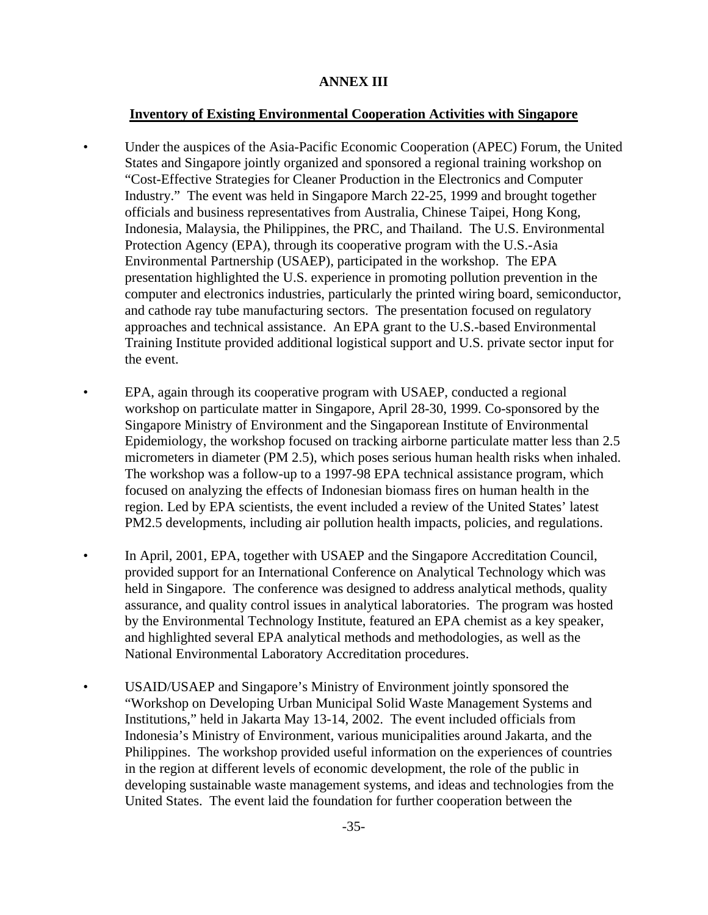**ANNEX III**

**Inventory of Existing Environmental Cooperation Activities with Singapore**

- Under the auspices of the Asia-Pacific Economic Cooperation (APEC) Forum, the United States and Singapore jointly organized and sponsored a regional training workshop on "Cost-Effective Strategies for Cleaner Production in the Electronics and Computer Industry." The event was held in Singapore March 22-25, 1999 and brought together officials and business representatives from Australia, Chinese Taipei, Hong Kong, Indonesia, Malaysia, the Philippines, the PRC, and Thailand. The U.S. Environmental Protection Agency (EPA), through its cooperative program with the U.S.-Asia Environmental Partnership (USAEP), participated in the workshop. The EPA presentation highlighted the U.S. experience in promoting pollution prevention in the computer and electronics industries, particularly the printed wiring board, semiconductor, and cathode ray tube manufacturing sectors. The presentation focused on regulatory approaches and technical assistance. An EPA grant to the U.S.-based Environmental Training Institute provided additional logistical support and U.S. private sector input for the event.

- EPA, again through its cooperative program with USAEP, conducted a regional workshop on particulate matter in Singapore, April 28-30, 1999. Co-sponsored by the Singapore Ministry of Environment and the Singaporean Institute of Environmental Epidemiology, the workshop focused on tracking airborne particulate matter less than 2.5 micrometers in diameter (PM 2.5), which poses serious human health risks when inhaled. The workshop was a follow-up to a 1997-98 EPA technical assistance program, which focused on analyzing the effects of Indonesian biomass fires on human health in the region. Led by EPA scientists, the event included a review of the United States' latest PM2.5 developments, including air pollution health impacts, policies, and regulations.

- In April, 2001, EPA, together with USAEP and the Singapore Accreditation Council, provided support for an International Conference on Analytical Technology which was held in Singapore. The conference was designed to address analytical methods, quality assurance, and quality control issues in analytical laboratories. The program was hosted by the Environmental Technology Institute, featured an EPA chemist as a key speaker, and highlighted several EPA analytical methods and methodologies, as well as the National Environmental Laboratory Accreditation procedures.

- USAID/USAEP and Singapore's Ministry of Environment jointly sponsored the "Workshop on Developing Urban Municipal Solid Waste Management Systems and Institutions," held in Jakarta May 13-14, 2002. The event included officials from Indonesia's Ministry of Environment, various municipalities around Jakarta, and the Philippines. The workshop provided useful information on the experiences of countries in the region at different levels of economic development, the role of the public in developing sustainable waste management systems, and ideas and technologies from the United States. The event laid the foundation for further cooperation between the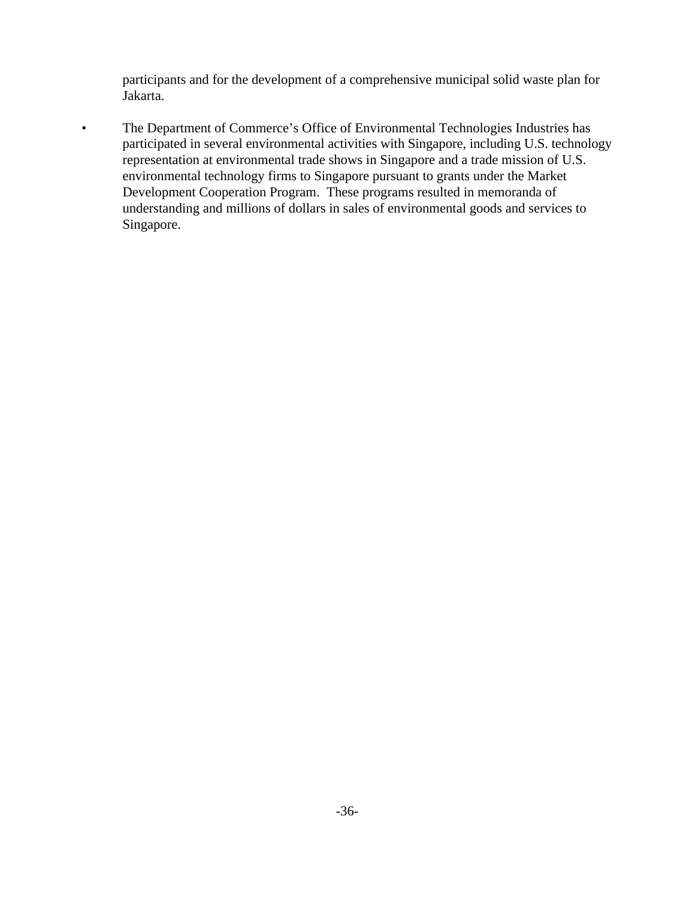participants and for the development of a comprehensive municipal solid waste plan for Jakarta.

- The Department of Commerce's Office of Environmental Technologies Industries has participated in several environmental activities with Singapore, including U.S. technology representation at environmental trade shows in Singapore and a trade mission of U.S. environmental technology firms to Singapore pursuant to grants under the Market Development Cooperation Program. These programs resulted in memoranda of understanding and millions of dollars in sales of environmental goods and services to Singapore.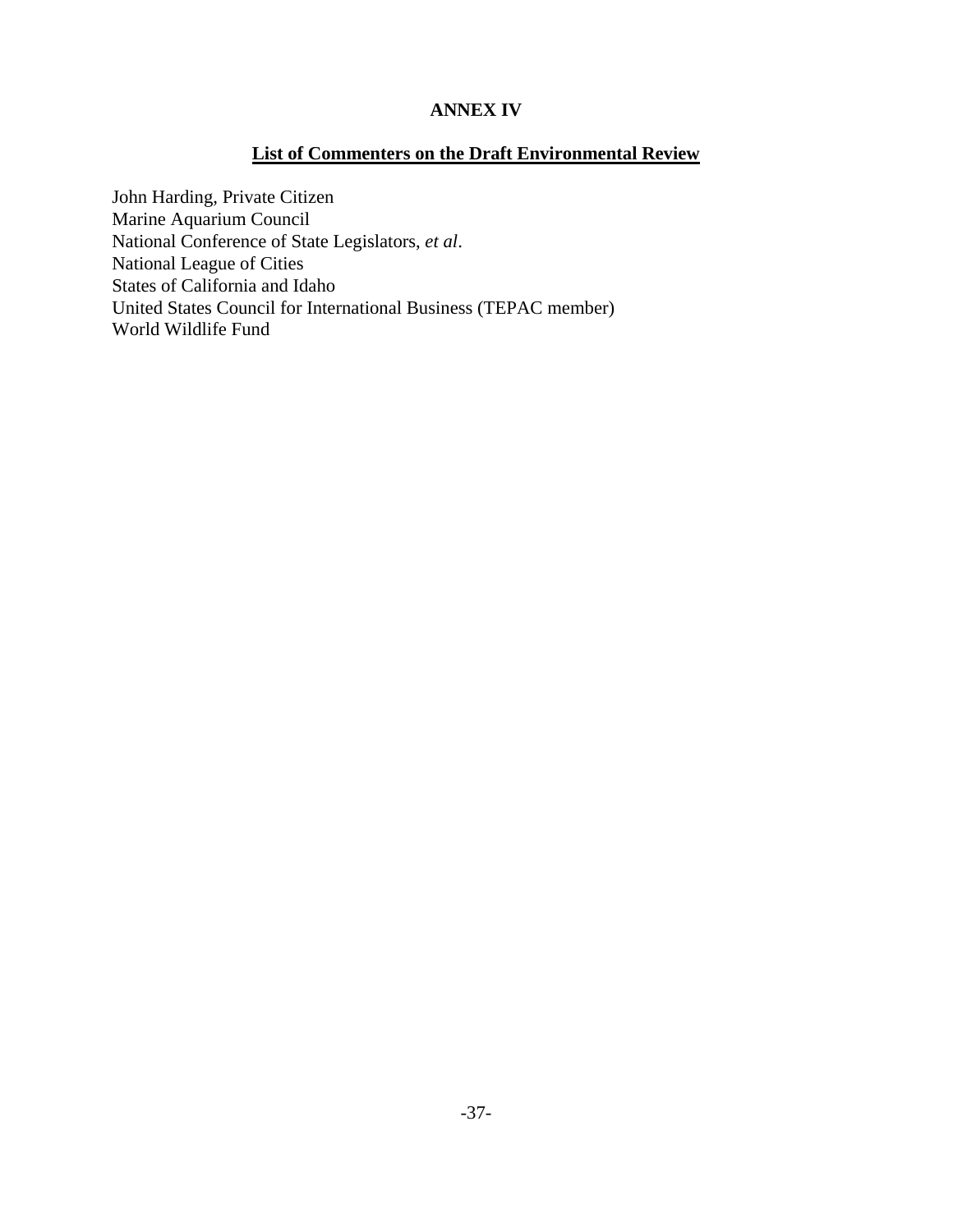# ANNEX IV

## List of Commenters on the Draft Environmental Review

John Harding, Private Citizen
Marine Aquarium Council
National Conference of State Legislators, *et al*.
National League of Cities
States of California and Idaho
United States Council for International Business (TEPAC member)
World Wildlife Fund